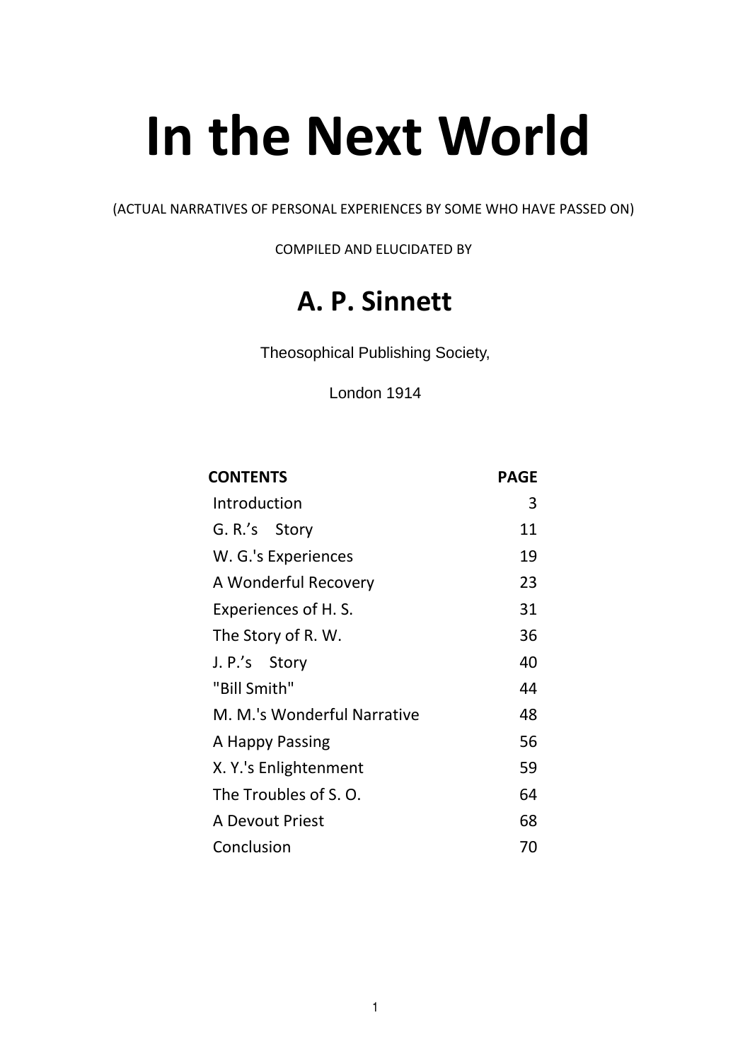# In the Next World

(ACTUAL NARRATIVES OF PERSONAL EXPERIENCES BY SOME WHO HAVE PASSED ON)

COMPILED AND ELUCIDATED BY

## A. P. Sinnett

Theosophical Publishing Society,

London 1914

| CONTENTS | PAGE |
|---|---|
| Introduction | 3 |
| G. R.'s Story | 11 |
| W. G.'s Experiences | 19 |
| A Wonderful Recovery | 23 |
| Experiences of H. S. | 31 |
| The Story of R. W. | 36 |
| J. P.'s Story | 40 |
| "Bill Smith" | 44 |
| M. M.'s Wonderful Narrative | 48 |
| A Happy Passing | 56 |
| X. Y.'s Enlightenment | 59 |
| The Troubles of S. O. | 64 |
| A Devout Priest | 68 |
| Conclusion | 70 |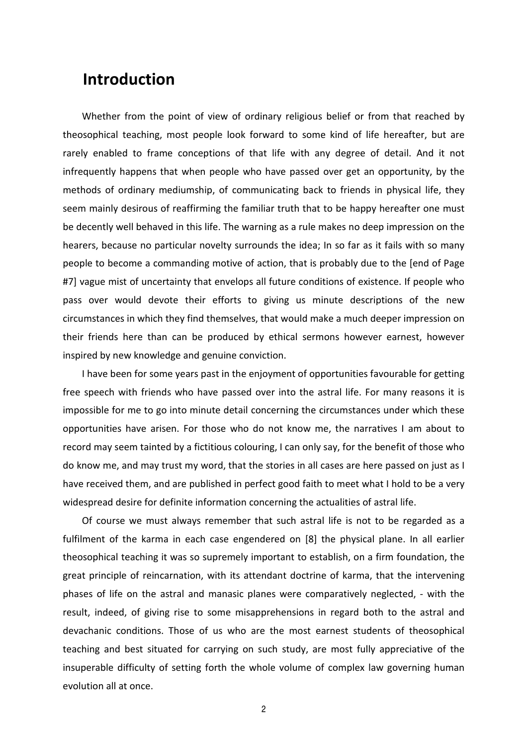# Introduction

Whether from the point of view of ordinary religious belief or from that reached by theosophical teaching, most people look forward to some kind of life hereafter, but are rarely enabled to frame conceptions of that life with any degree of detail. And it not infrequently happens that when people who have passed over get an opportunity, by the methods of ordinary mediumship, of communicating back to friends in physical life, they seem mainly desirous of reaffirming the familiar truth that to be happy hereafter one must be decently well behaved in this life. The warning as a rule makes no deep impression on the hearers, because no particular novelty surrounds the idea; In so far as it fails with so many people to become a commanding motive of action, that is probably due to the [end of Page #7] vague mist of uncertainty that envelops all future conditions of existence. If people who pass over would devote their efforts to giving us minute descriptions of the new circumstances in which they find themselves, that would make a much deeper impression on their friends here than can be produced by ethical sermons however earnest, however inspired by new knowledge and genuine conviction.

I have been for some years past in the enjoyment of opportunities favourable for getting free speech with friends who have passed over into the astral life. For many reasons it is impossible for me to go into minute detail concerning the circumstances under which these opportunities have arisen. For those who do not know me, the narratives I am about to record may seem tainted by a fictitious colouring, I can only say, for the benefit of those who do know me, and may trust my word, that the stories in all cases are here passed on just as I have received them, and are published in perfect good faith to meet what I hold to be a very widespread desire for definite information concerning the actualities of astral life.

Of course we must always remember that such astral life is not to be regarded as a fulfilment of the karma in each case engendered on [8] the physical plane. In all earlier theosophical teaching it was so supremely important to establish, on a firm foundation, the great principle of reincarnation, with its attendant doctrine of karma, that the intervening phases of life on the astral and manasic planes were comparatively neglected, - with the result, indeed, of giving rise to some misapprehensions in regard both to the astral and devachanic conditions. Those of us who are the most earnest students of theosophical teaching and best situated for carrying on such study, are most fully appreciative of the insuperable difficulty of setting forth the whole volume of complex law governing human evolution all at once.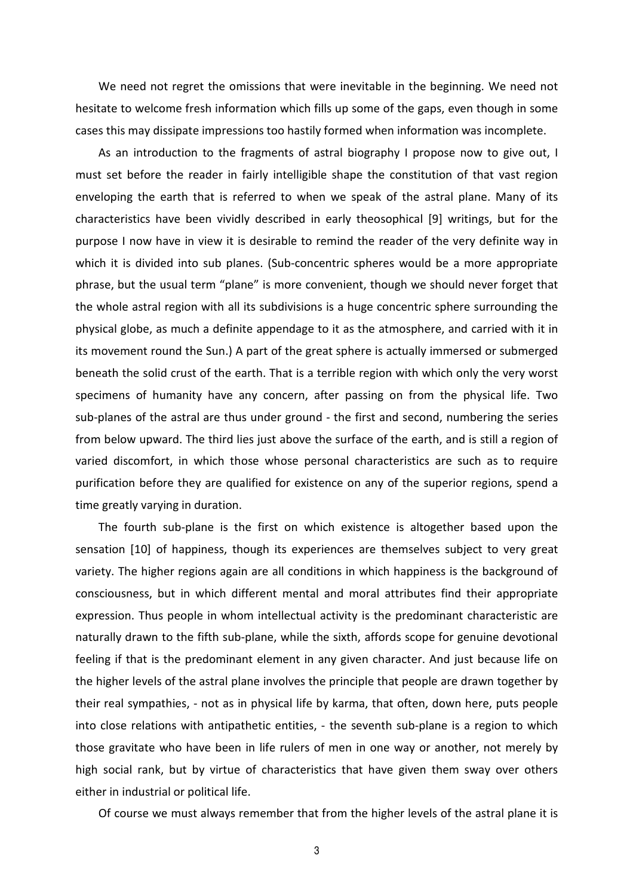We need not regret the omissions that were inevitable in the beginning. We need not hesitate to welcome fresh information which fills up some of the gaps, even though in some cases this may dissipate impressions too hastily formed when information was incomplete.

As an introduction to the fragments of astral biography I propose now to give out, I must set before the reader in fairly intelligible shape the constitution of that vast region enveloping the earth that is referred to when we speak of the astral plane. Many of its characteristics have been vividly described in early theosophical [9] writings, but for the purpose I now have in view it is desirable to remind the reader of the very definite way in which it is divided into sub planes. (Sub-concentric spheres would be a more appropriate phrase, but the usual term "plane" is more convenient, though we should never forget that the whole astral region with all its subdivisions is a huge concentric sphere surrounding the physical globe, as much a definite appendage to it as the atmosphere, and carried with it in its movement round the Sun.) A part of the great sphere is actually immersed or submerged beneath the solid crust of the earth. That is a terrible region with which only the very worst specimens of humanity have any concern, after passing on from the physical life. Two sub-planes of the astral are thus under ground - the first and second, numbering the series from below upward. The third lies just above the surface of the earth, and is still a region of varied discomfort, in which those whose personal characteristics are such as to require purification before they are qualified for existence on any of the superior regions, spend a time greatly varying in duration.

The fourth sub-plane is the first on which existence is altogether based upon the sensation [10] of happiness, though its experiences are themselves subject to very great variety. The higher regions again are all conditions in which happiness is the background of consciousness, but in which different mental and moral attributes find their appropriate expression. Thus people in whom intellectual activity is the predominant characteristic are naturally drawn to the fifth sub-plane, while the sixth, affords scope for genuine devotional feeling if that is the predominant element in any given character. And just because life on the higher levels of the astral plane involves the principle that people are drawn together by their real sympathies, - not as in physical life by karma, that often, down here, puts people into close relations with antipathetic entities, - the seventh sub-plane is a region to which those gravitate who have been in life rulers of men in one way or another, not merely by high social rank, but by virtue of characteristics that have given them sway over others either in industrial or political life.

Of course we must always remember that from the higher levels of the astral plane it is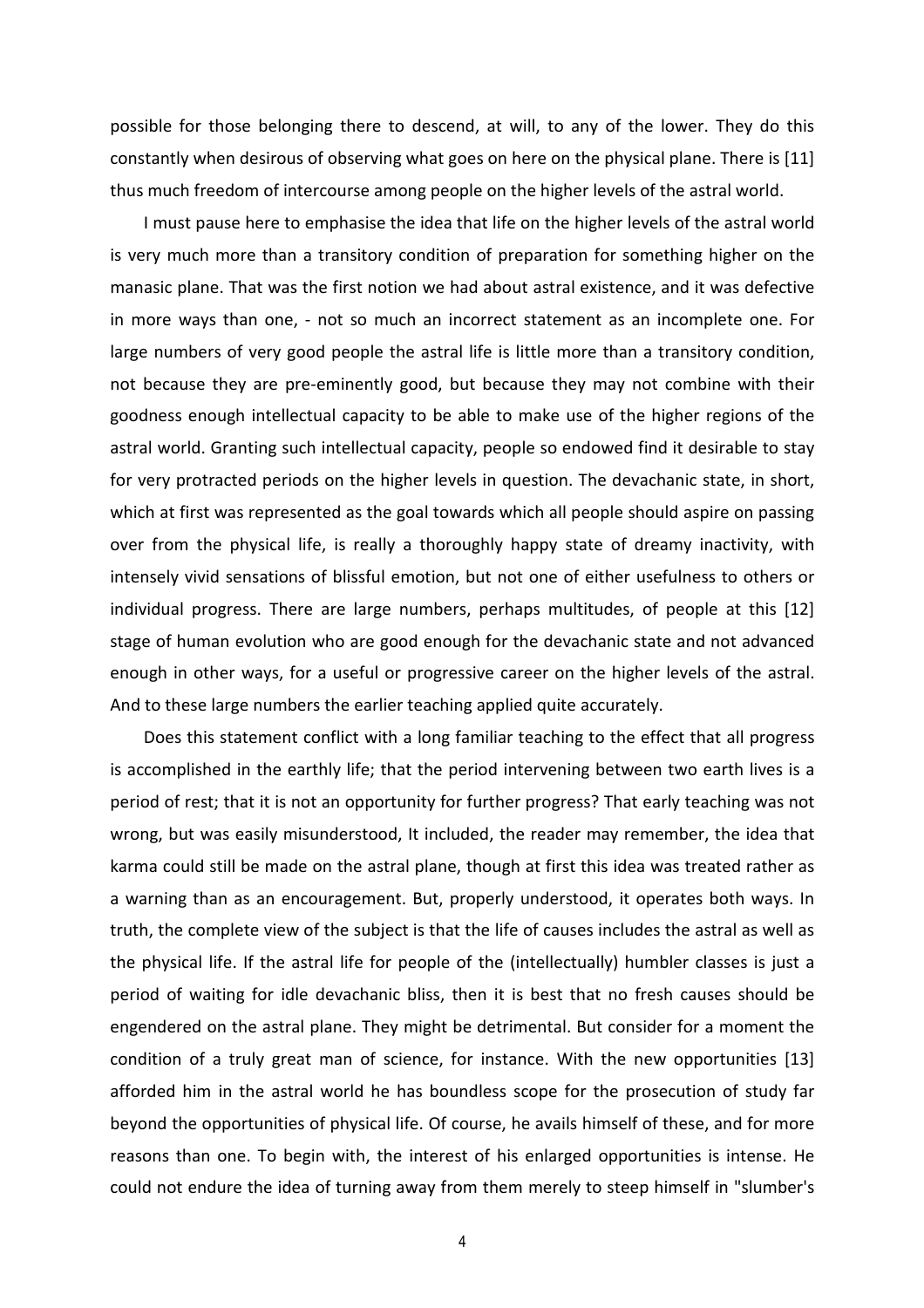possible for those belonging there to descend, at will, to any of the lower. They do this constantly when desirous of observing what goes on here on the physical plane. There is [11] thus much freedom of intercourse among people on the higher levels of the astral world.

I must pause here to emphasise the idea that life on the higher levels of the astral world is very much more than a transitory condition of preparation for something higher on the manasic plane. That was the first notion we had about astral existence, and it was defective in more ways than one, - not so much an incorrect statement as an incomplete one. For large numbers of very good people the astral life is little more than a transitory condition, not because they are pre-eminently good, but because they may not combine with their goodness enough intellectual capacity to be able to make use of the higher regions of the astral world. Granting such intellectual capacity, people so endowed find it desirable to stay for very protracted periods on the higher levels in question. The devachanic state, in short, which at first was represented as the goal towards which all people should aspire on passing over from the physical life, is really a thoroughly happy state of dreamy inactivity, with intensely vivid sensations of blissful emotion, but not one of either usefulness to others or individual progress. There are large numbers, perhaps multitudes, of people at this [12] stage of human evolution who are good enough for the devachanic state and not advanced enough in other ways, for a useful or progressive career on the higher levels of the astral. And to these large numbers the earlier teaching applied quite accurately.

Does this statement conflict with a long familiar teaching to the effect that all progress is accomplished in the earthly life; that the period intervening between two earth lives is a period of rest; that it is not an opportunity for further progress? That early teaching was not wrong, but was easily misunderstood, It included, the reader may remember, the idea that karma could still be made on the astral plane, though at first this idea was treated rather as a warning than as an encouragement. But, properly understood, it operates both ways. In truth, the complete view of the subject is that the life of causes includes the astral as well as the physical life. If the astral life for people of the (intellectually) humbler classes is just a period of waiting for idle devachanic bliss, then it is best that no fresh causes should be engendered on the astral plane. They might be detrimental. But consider for a moment the condition of a truly great man of science, for instance. With the new opportunities [13] afforded him in the astral world he has boundless scope for the prosecution of study far beyond the opportunities of physical life. Of course, he avails himself of these, and for more reasons than one. To begin with, the interest of his enlarged opportunities is intense. He could not endure the idea of turning away from them merely to steep himself in "slumber's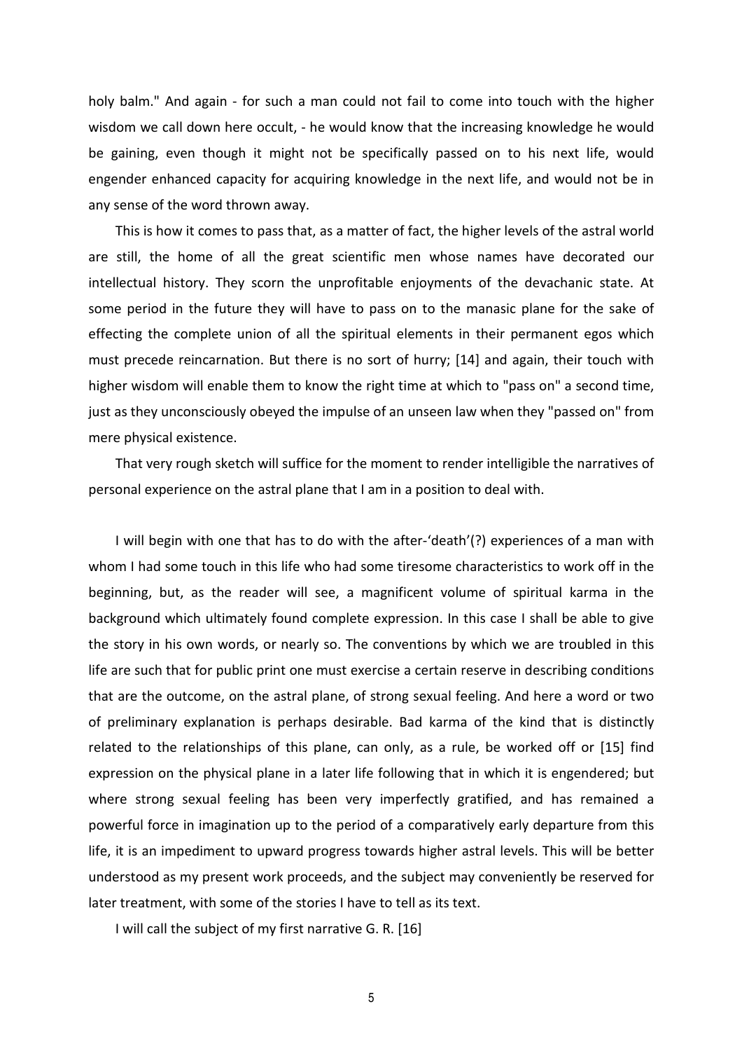holy balm." And again - for such a man could not fail to come into touch with the higher wisdom we call down here occult, - he would know that the increasing knowledge he would be gaining, even though it might not be specifically passed on to his next life, would engender enhanced capacity for acquiring knowledge in the next life, and would not be in any sense of the word thrown away.

This is how it comes to pass that, as a matter of fact, the higher levels of the astral world are still, the home of all the great scientific men whose names have decorated our intellectual history. They scorn the unprofitable enjoyments of the devachanic state. At some period in the future they will have to pass on to the manasic plane for the sake of effecting the complete union of all the spiritual elements in their permanent egos which must precede reincarnation. But there is no sort of hurry; [14] and again, their touch with higher wisdom will enable them to know the right time at which to "pass on" a second time, just as they unconsciously obeyed the impulse of an unseen law when they "passed on" from mere physical existence.

That very rough sketch will suffice for the moment to render intelligible the narratives of personal experience on the astral plane that I am in a position to deal with.

I will begin with one that has to do with the after-'death'(?) experiences of a man with whom I had some touch in this life who had some tiresome characteristics to work off in the beginning, but, as the reader will see, a magnificent volume of spiritual karma in the background which ultimately found complete expression. In this case I shall be able to give the story in his own words, or nearly so. The conventions by which we are troubled in this life are such that for public print one must exercise a certain reserve in describing conditions that are the outcome, on the astral plane, of strong sexual feeling. And here a word or two of preliminary explanation is perhaps desirable. Bad karma of the kind that is distinctly related to the relationships of this plane, can only, as a rule, be worked off or [15] find expression on the physical plane in a later life following that in which it is engendered; but where strong sexual feeling has been very imperfectly gratified, and has remained a powerful force in imagination up to the period of a comparatively early departure from this life, it is an impediment to upward progress towards higher astral levels. This will be better understood as my present work proceeds, and the subject may conveniently be reserved for later treatment, with some of the stories I have to tell as its text.

I will call the subject of my first narrative G. R. [16]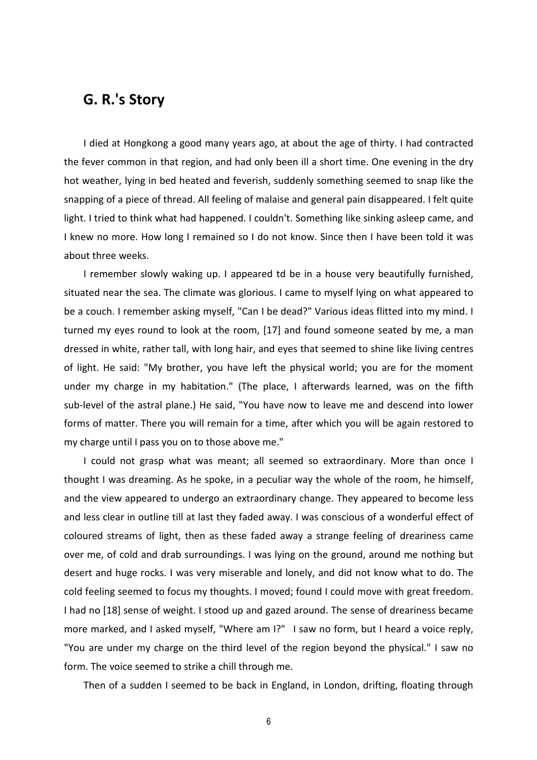## G. R.'s Story

I died at Hongkong a good many years ago, at about the age of thirty. I had contracted the fever common in that region, and had only been ill a short time. One evening in the dry hot weather, lying in bed heated and feverish, suddenly something seemed to snap like the snapping of a piece of thread. All feeling of malaise and general pain disappeared. I felt quite light. I tried to think what had happened. I couldn't. Something like sinking asleep came, and I knew no more. How long I remained so I do not know. Since then I have been told it was about three weeks.

I remember slowly waking up. I appeared td be in a house very beautifully furnished, situated near the sea. The climate was glorious. I came to myself lying on what appeared to be a couch. I remember asking myself, "Can I be dead?" Various ideas flitted into my mind. I turned my eyes round to look at the room, [17] and found someone seated by me, a man dressed in white, rather tall, with long hair, and eyes that seemed to shine like living centres of light. He said: "My brother, you have left the physical world; you are for the moment under my charge in my habitation." (The place, I afterwards learned, was on the fifth sub-level of the astral plane.) He said, "You have now to leave me and descend into lower forms of matter. There you will remain for a time, after which you will be again restored to my charge until I pass you on to those above me."

I could not grasp what was meant; all seemed so extraordinary. More than once I thought I was dreaming. As he spoke, in a peculiar way the whole of the room, he himself, and the view appeared to undergo an extraordinary change. They appeared to become less and less clear in outline till at last they faded away. I was conscious of a wonderful effect of coloured streams of light, then as these faded away a strange feeling of dreariness came over me, of cold and drab surroundings. I was lying on the ground, around me nothing but desert and huge rocks. I was very miserable and lonely, and did not know what to do. The cold feeling seemed to focus my thoughts. I moved; found I could move with great freedom. I had no [18] sense of weight. I stood up and gazed around. The sense of dreariness became more marked, and I asked myself, "Where am I?" I saw no form, but I heard a voice reply, "You are under my charge on the third level of the region beyond the physical." I saw no form. The voice seemed to strike a chill through me.

Then of a sudden I seemed to be back in England, in London, drifting, floating through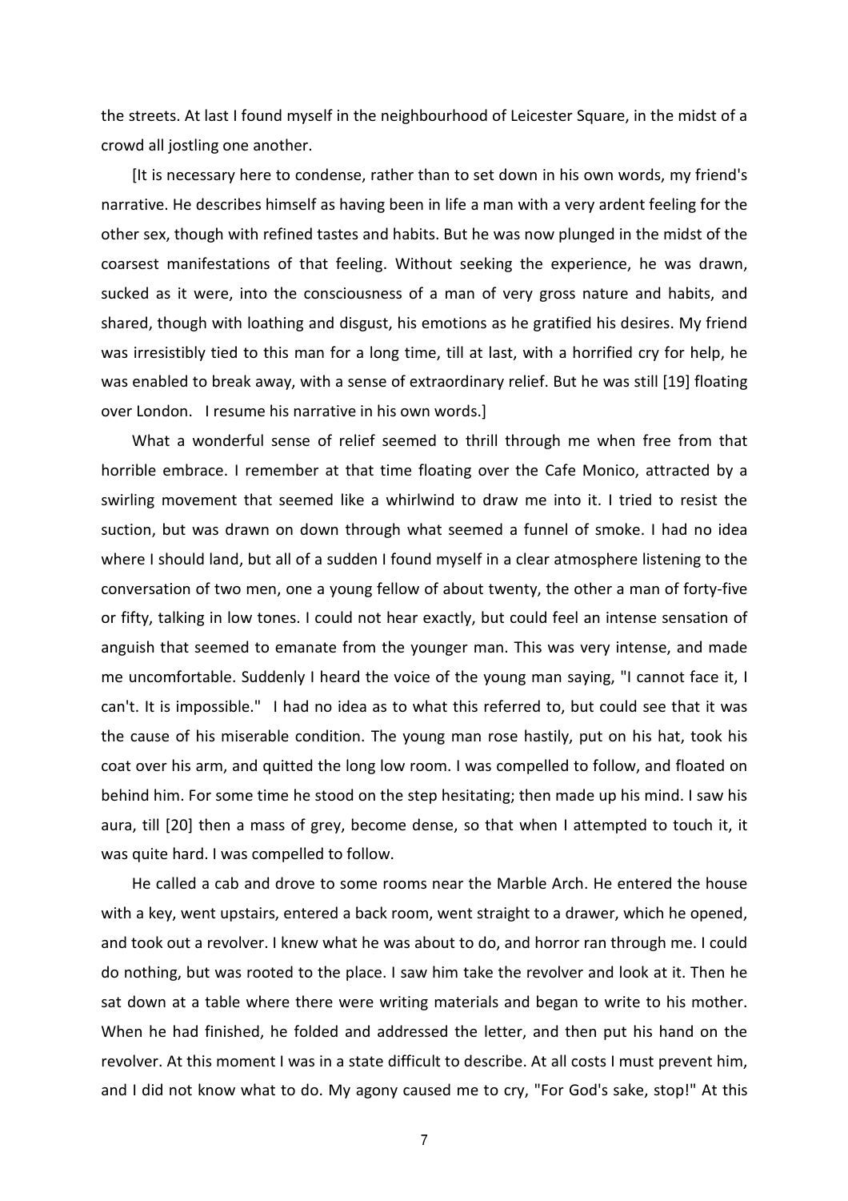the streets. At last I found myself in the neighbourhood of Leicester Square, in the midst of a crowd all jostling one another.

[It is necessary here to condense, rather than to set down in his own words, my friend's narrative. He describes himself as having been in life a man with a very ardent feeling for the other sex, though with refined tastes and habits. But he was now plunged in the midst of the coarsest manifestations of that feeling. Without seeking the experience, he was drawn, sucked as it were, into the consciousness of a man of very gross nature and habits, and shared, though with loathing and disgust, his emotions as he gratified his desires. My friend was irresistibly tied to this man for a long time, till at last, with a horrified cry for help, he was enabled to break away, with a sense of extraordinary relief. But he was still [19] floating over London. I resume his narrative in his own words.]

What a wonderful sense of relief seemed to thrill through me when free from that horrible embrace. I remember at that time floating over the Cafe Monico, attracted by a swirling movement that seemed like a whirlwind to draw me into it. I tried to resist the suction, but was drawn on down through what seemed a funnel of smoke. I had no idea where I should land, but all of a sudden I found myself in a clear atmosphere listening to the conversation of two men, one a young fellow of about twenty, the other a man of forty-five or fifty, talking in low tones. I could not hear exactly, but could feel an intense sensation of anguish that seemed to emanate from the younger man. This was very intense, and made me uncomfortable. Suddenly I heard the voice of the young man saying, "I cannot face it, I can't. It is impossible." I had no idea as to what this referred to, but could see that it was the cause of his miserable condition. The young man rose hastily, put on his hat, took his coat over his arm, and quitted the long low room. I was compelled to follow, and floated on behind him. For some time he stood on the step hesitating; then made up his mind. I saw his aura, till [20] then a mass of grey, become dense, so that when I attempted to touch it, it was quite hard. I was compelled to follow.

He called a cab and drove to some rooms near the Marble Arch. He entered the house with a key, went upstairs, entered a back room, went straight to a drawer, which he opened, and took out a revolver. I knew what he was about to do, and horror ran through me. I could do nothing, but was rooted to the place. I saw him take the revolver and look at it. Then he sat down at a table where there were writing materials and began to write to his mother. When he had finished, he folded and addressed the letter, and then put his hand on the revolver. At this moment I was in a state difficult to describe. At all costs I must prevent him, and I did not know what to do. My agony caused me to cry, "For God's sake, stop!" At this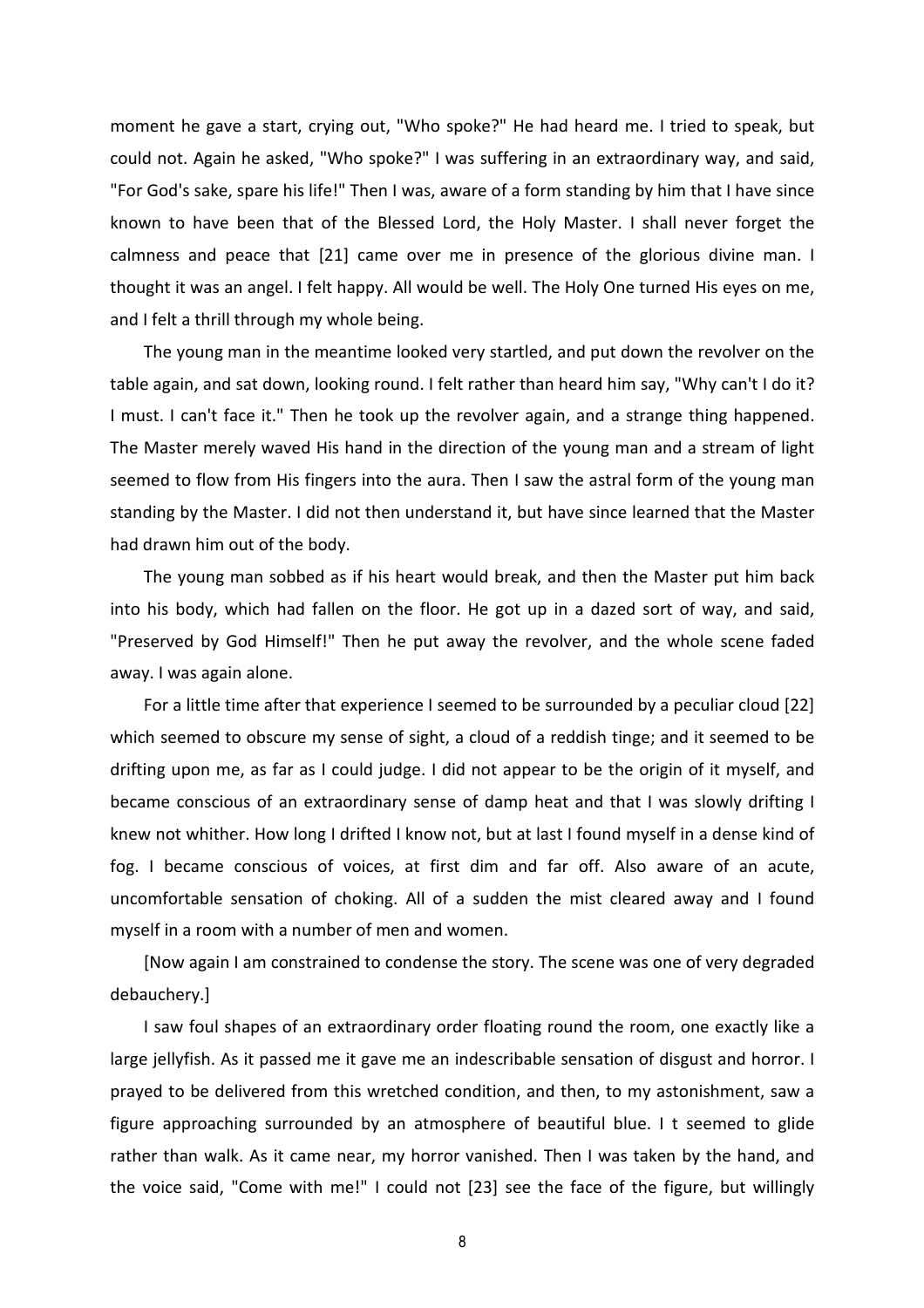moment he gave a start, crying out, "Who spoke?" He had heard me. I tried to speak, but could not. Again he asked, "Who spoke?" I was suffering in an extraordinary way, and said, "For God's sake, spare his life!" Then I was, aware of a form standing by him that I have since known to have been that of the Blessed Lord, the Holy Master. I shall never forget the calmness and peace that [21] came over me in presence of the glorious divine man. I thought it was an angel. I felt happy. All would be well. The Holy One turned His eyes on me, and I felt a thrill through my whole being.

The young man in the meantime looked very startled, and put down the revolver on the table again, and sat down, looking round. I felt rather than heard him say, "Why can't I do it? I must. I can't face it." Then he took up the revolver again, and a strange thing happened. The Master merely waved His hand in the direction of the young man and a stream of light seemed to flow from His fingers into the aura. Then I saw the astral form of the young man standing by the Master. I did not then understand it, but have since learned that the Master had drawn him out of the body.

The young man sobbed as if his heart would break, and then the Master put him back into his body, which had fallen on the floor. He got up in a dazed sort of way, and said, "Preserved by God Himself!" Then he put away the revolver, and the whole scene faded away. I was again alone.

For a little time after that experience I seemed to be surrounded by a peculiar cloud [22] which seemed to obscure my sense of sight, a cloud of a reddish tinge; and it seemed to be drifting upon me, as far as I could judge. I did not appear to be the origin of it myself, and became conscious of an extraordinary sense of damp heat and that I was slowly drifting I knew not whither. How long I drifted I know not, but at last I found myself in a dense kind of fog. I became conscious of voices, at first dim and far off. Also aware of an acute, uncomfortable sensation of choking. All of a sudden the mist cleared away and I found myself in a room with a number of men and women.

[Now again I am constrained to condense the story. The scene was one of very degraded debauchery.]

I saw foul shapes of an extraordinary order floating round the room, one exactly like a large jellyfish. As it passed me it gave me an indescribable sensation of disgust and horror. I prayed to be delivered from this wretched condition, and then, to my astonishment, saw a figure approaching surrounded by an atmosphere of beautiful blue. I t seemed to glide rather than walk. As it came near, my horror vanished. Then I was taken by the hand, and the voice said, "Come with me!" I could not [23] see the face of the figure, but willingly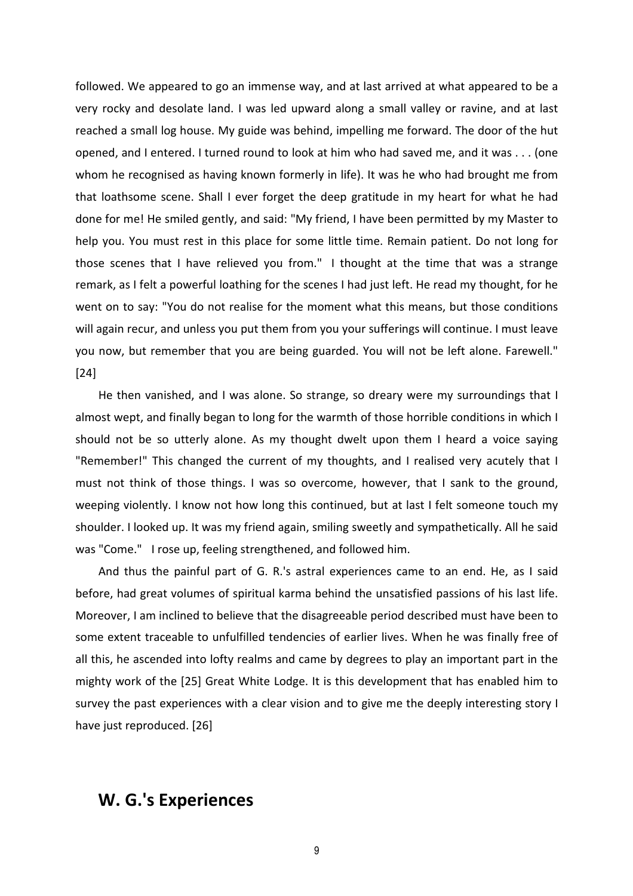followed. We appeared to go an immense way, and at last arrived at what appeared to be a very rocky and desolate land. I was led upward along a small valley or ravine, and at last reached a small log house. My guide was behind, impelling me forward. The door of the hut opened, and I entered. I turned round to look at him who had saved me, and it was . . . (one whom he recognised as having known formerly in life). It was he who had brought me from that loathsome scene. Shall I ever forget the deep gratitude in my heart for what he had done for me! He smiled gently, and said: "My friend, I have been permitted by my Master to help you. You must rest in this place for some little time. Remain patient. Do not long for those scenes that I have relieved you from." I thought at the time that was a strange remark, as I felt a powerful loathing for the scenes I had just left. He read my thought, for he went on to say: "You do not realise for the moment what this means, but those conditions will again recur, and unless you put them from you your sufferings will continue. I must leave you now, but remember that you are being guarded. You will not be left alone. Farewell." [24]

He then vanished, and I was alone. So strange, so dreary were my surroundings that I almost wept, and finally began to long for the warmth of those horrible conditions in which I should not be so utterly alone. As my thought dwelt upon them I heard a voice saying "Remember!" This changed the current of my thoughts, and I realised very acutely that I must not think of those things. I was so overcome, however, that I sank to the ground, weeping violently. I know not how long this continued, but at last I felt someone touch my shoulder. I looked up. It was my friend again, smiling sweetly and sympathetically. All he said was "Come." I rose up, feeling strengthened, and followed him.

And thus the painful part of G. R.'s astral experiences came to an end. He, as I said before, had great volumes of spiritual karma behind the unsatisfied passions of his last life. Moreover, I am inclined to believe that the disagreeable period described must have been to some extent traceable to unfulfilled tendencies of earlier lives. When he was finally free of all this, he ascended into lofty realms and came by degrees to play an important part in the mighty work of the [25] Great White Lodge. It is this development that has enabled him to survey the past experiences with a clear vision and to give me the deeply interesting story I have just reproduced. [26]

## W. G.'s Experiences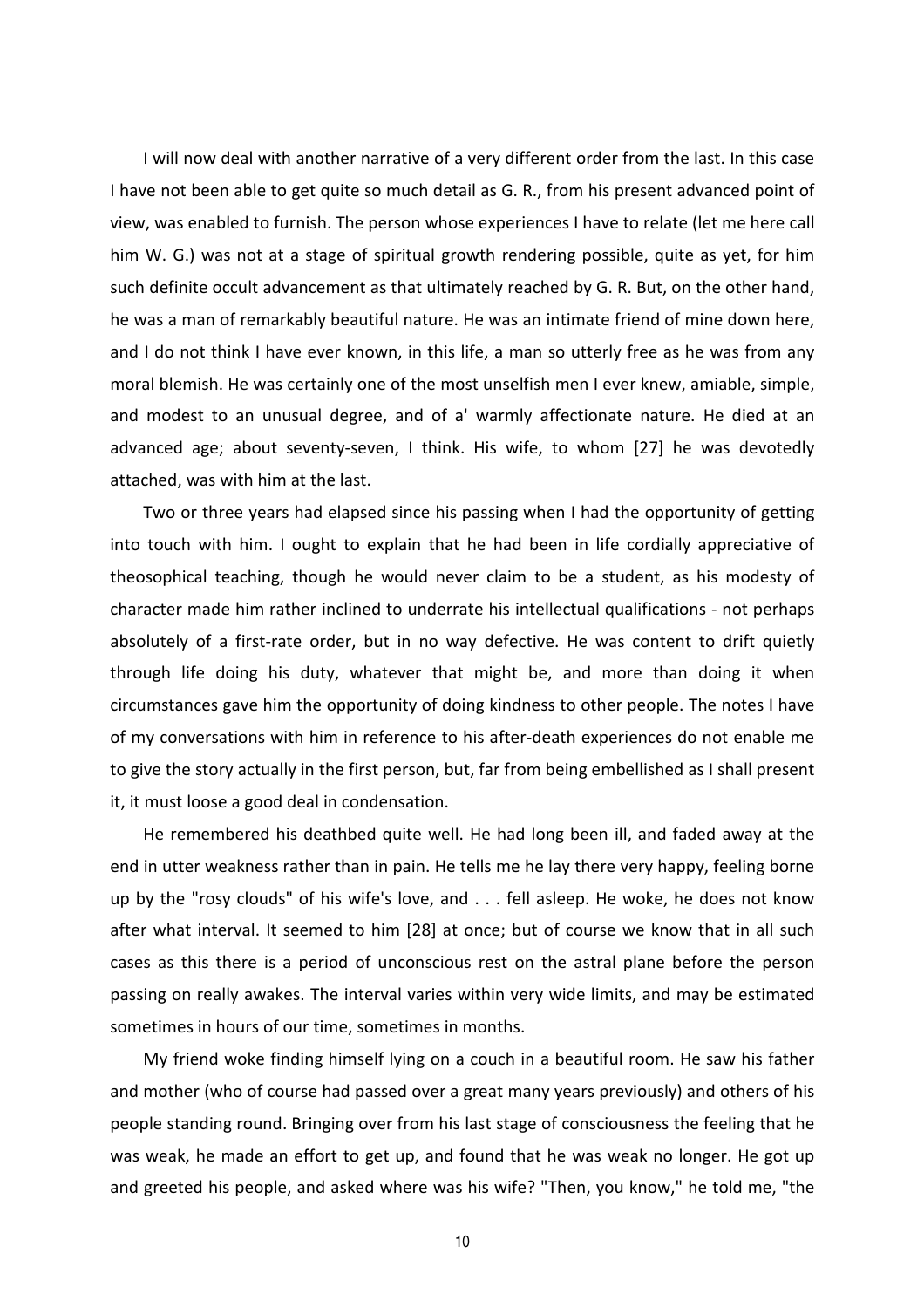I will now deal with another narrative of a very different order from the last. In this case I have not been able to get quite so much detail as G. R., from his present advanced point of view, was enabled to furnish. The person whose experiences I have to relate (let me here call him W. G.) was not at a stage of spiritual growth rendering possible, quite as yet, for him such definite occult advancement as that ultimately reached by G. R. But, on the other hand, he was a man of remarkably beautiful nature. He was an intimate friend of mine down here, and I do not think I have ever known, in this life, a man so utterly free as he was from any moral blemish. He was certainly one of the most unselfish men I ever knew, amiable, simple, and modest to an unusual degree, and of a' warmly affectionate nature. He died at an advanced age; about seventy-seven, I think. His wife, to whom [27] he was devotedly attached, was with him at the last.

Two or three years had elapsed since his passing when I had the opportunity of getting into touch with him. I ought to explain that he had been in life cordially appreciative of theosophical teaching, though he would never claim to be a student, as his modesty of character made him rather inclined to underrate his intellectual qualifications - not perhaps absolutely of a first-rate order, but in no way defective. He was content to drift quietly through life doing his duty, whatever that might be, and more than doing it when circumstances gave him the opportunity of doing kindness to other people. The notes I have of my conversations with him in reference to his after-death experiences do not enable me to give the story actually in the first person, but, far from being embellished as I shall present it, it must loose a good deal in condensation.

He remembered his deathbed quite well. He had long been ill, and faded away at the end in utter weakness rather than in pain. He tells me he lay there very happy, feeling borne up by the "rosy clouds" of his wife's love, and . . . fell asleep. He woke, he does not know after what interval. It seemed to him [28] at once; but of course we know that in all such cases as this there is a period of unconscious rest on the astral plane before the person passing on really awakes. The interval varies within very wide limits, and may be estimated sometimes in hours of our time, sometimes in months.

My friend woke finding himself lying on a couch in a beautiful room. He saw his father and mother (who of course had passed over a great many years previously) and others of his people standing round. Bringing over from his last stage of consciousness the feeling that he was weak, he made an effort to get up, and found that he was weak no longer. He got up and greeted his people, and asked where was his wife? "Then, you know," he told me, "the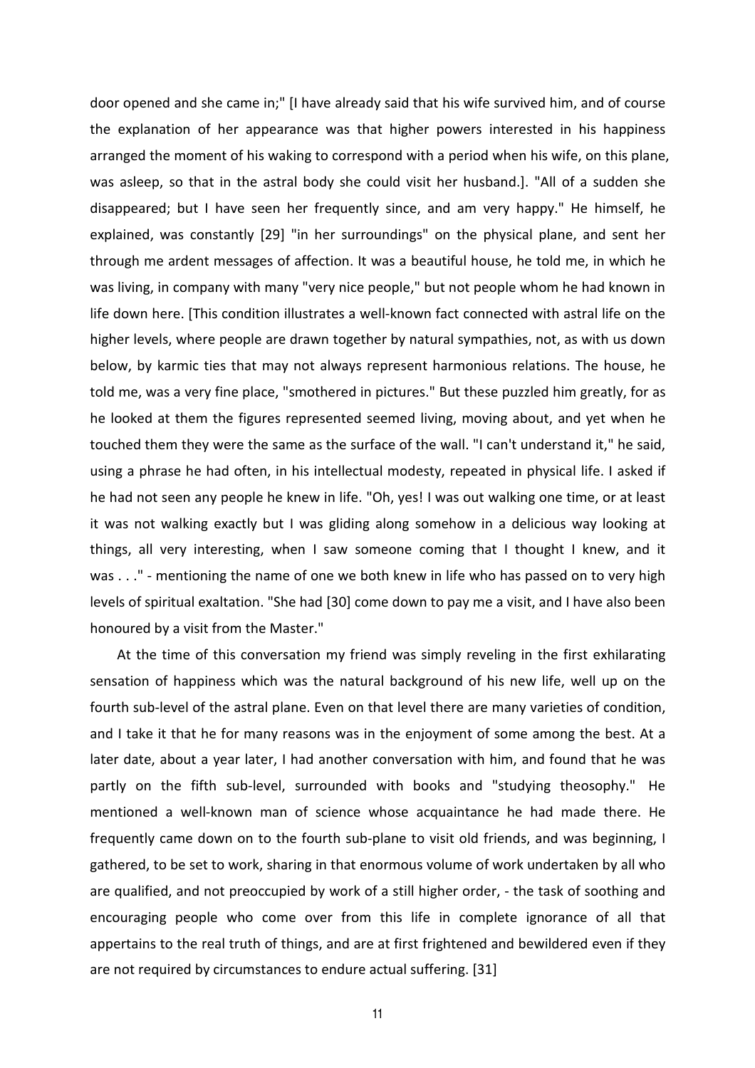door opened and she came in;" [I have already said that his wife survived him, and of course the explanation of her appearance was that higher powers interested in his happiness arranged the moment of his waking to correspond with a period when his wife, on this plane, was asleep, so that in the astral body she could visit her husband.]. "All of a sudden she disappeared; but I have seen her frequently since, and am very happy." He himself, he explained, was constantly [29] "in her surroundings" on the physical plane, and sent her through me ardent messages of affection. It was a beautiful house, he told me, in which he was living, in company with many "very nice people," but not people whom he had known in life down here. [This condition illustrates a well-known fact connected with astral life on the higher levels, where people are drawn together by natural sympathies, not, as with us down below, by karmic ties that may not always represent harmonious relations. The house, he told me, was a very fine place, "smothered in pictures." But these puzzled him greatly, for as he looked at them the figures represented seemed living, moving about, and yet when he touched them they were the same as the surface of the wall. "I can't understand it," he said, using a phrase he had often, in his intellectual modesty, repeated in physical life. I asked if he had not seen any people he knew in life. "Oh, yes! I was out walking one time, or at least it was not walking exactly but I was gliding along somehow in a delicious way looking at things, all very interesting, when I saw someone coming that I thought I knew, and it was . . ." - mentioning the name of one we both knew in life who has passed on to very high levels of spiritual exaltation. "She had [30] come down to pay me a visit, and I have also been honoured by a visit from the Master."

At the time of this conversation my friend was simply reveling in the first exhilarating sensation of happiness which was the natural background of his new life, well up on the fourth sub-level of the astral plane. Even on that level there are many varieties of condition, and I take it that he for many reasons was in the enjoyment of some among the best. At a later date, about a year later, I had another conversation with him, and found that he was partly on the fifth sub-level, surrounded with books and "studying theosophy." He mentioned a well-known man of science whose acquaintance he had made there. He frequently came down on to the fourth sub-plane to visit old friends, and was beginning, I gathered, to be set to work, sharing in that enormous volume of work undertaken by all who are qualified, and not preoccupied by work of a still higher order, - the task of soothing and encouraging people who come over from this life in complete ignorance of all that appertains to the real truth of things, and are at first frightened and bewildered even if they are not required by circumstances to endure actual suffering. [31]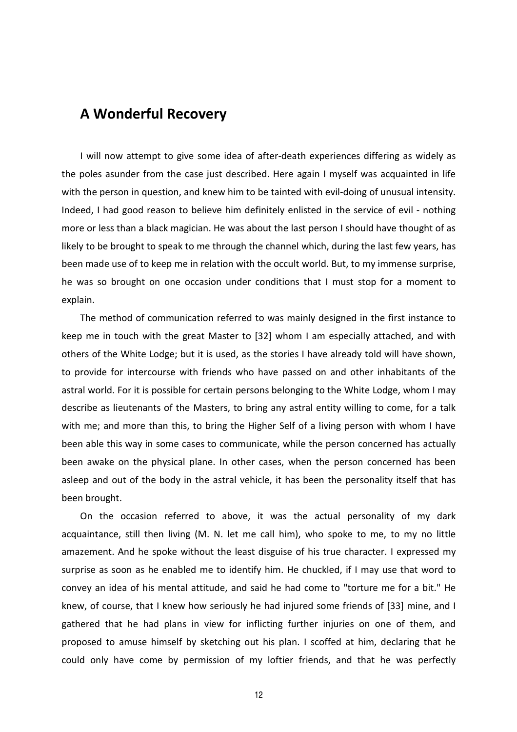## A Wonderful Recovery

I will now attempt to give some idea of after-death experiences differing as widely as the poles asunder from the case just described. Here again I myself was acquainted in life with the person in question, and knew him to be tainted with evil-doing of unusual intensity. Indeed, I had good reason to believe him definitely enlisted in the service of evil - nothing more or less than a black magician. He was about the last person I should have thought of as likely to be brought to speak to me through the channel which, during the last few years, has been made use of to keep me in relation with the occult world. But, to my immense surprise, he was so brought on one occasion under conditions that I must stop for a moment to explain.

The method of communication referred to was mainly designed in the first instance to keep me in touch with the great Master to [32] whom I am especially attached, and with others of the White Lodge; but it is used, as the stories I have already told will have shown, to provide for intercourse with friends who have passed on and other inhabitants of the astral world. For it is possible for certain persons belonging to the White Lodge, whom I may describe as lieutenants of the Masters, to bring any astral entity willing to come, for a talk with me; and more than this, to bring the Higher Self of a living person with whom I have been able this way in some cases to communicate, while the person concerned has actually been awake on the physical plane. In other cases, when the person concerned has been asleep and out of the body in the astral vehicle, it has been the personality itself that has been brought.

On the occasion referred to above, it was the actual personality of my dark acquaintance, still then living (M. N. let me call him), who spoke to me, to my no little amazement. And he spoke without the least disguise of his true character. I expressed my surprise as soon as he enabled me to identify him. He chuckled, if I may use that word to convey an idea of his mental attitude, and said he had come to "torture me for a bit." He knew, of course, that I knew how seriously he had injured some friends of [33] mine, and I gathered that he had plans in view for inflicting further injuries on one of them, and proposed to amuse himself by sketching out his plan. I scoffed at him, declaring that he could only have come by permission of my loftier friends, and that he was perfectly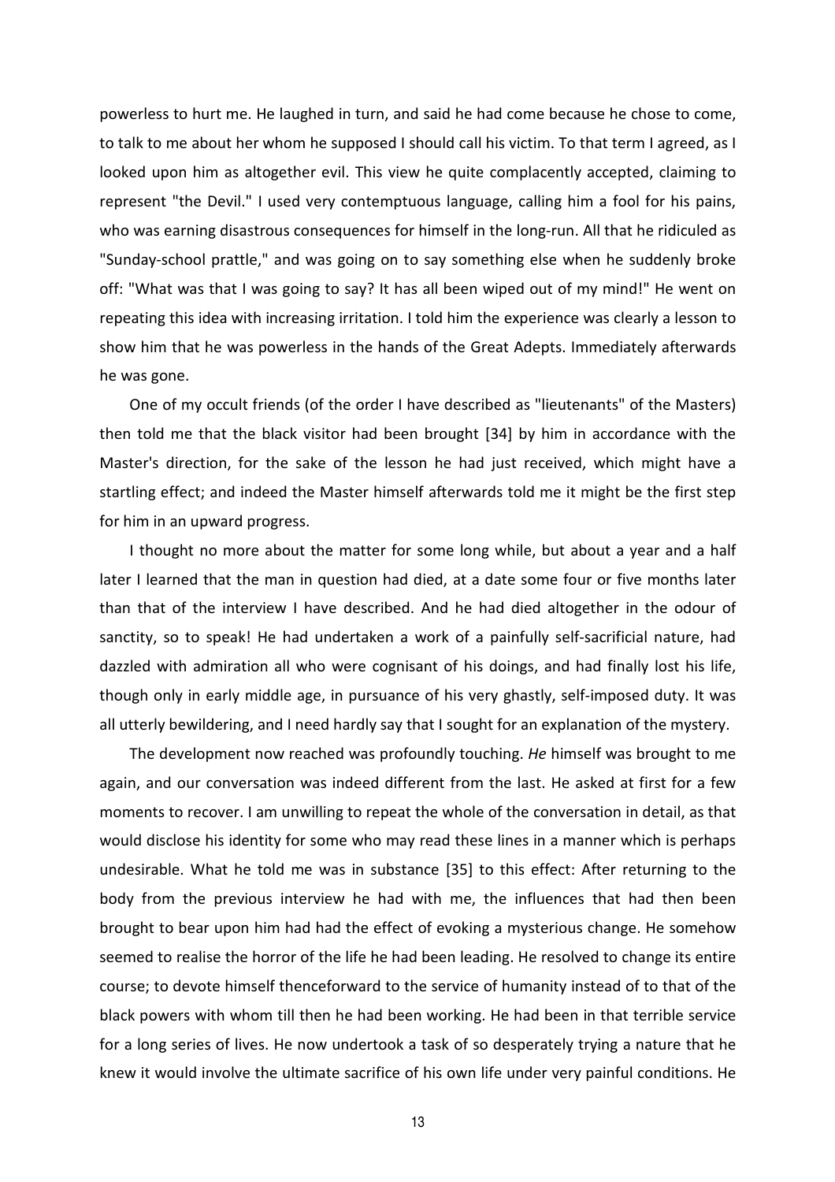powerless to hurt me. He laughed in turn, and said he had come because he chose to come, to talk to me about her whom he supposed I should call his victim. To that term I agreed, as I looked upon him as altogether evil. This view he quite complacently accepted, claiming to represent "the Devil." I used very contemptuous language, calling him a fool for his pains, who was earning disastrous consequences for himself in the long-run. All that he ridiculed as "Sunday-school prattle," and was going on to say something else when he suddenly broke off: "What was that I was going to say? It has all been wiped out of my mind!" He went on repeating this idea with increasing irritation. I told him the experience was clearly a lesson to show him that he was powerless in the hands of the Great Adepts. Immediately afterwards he was gone.

One of my occult friends (of the order I have described as "lieutenants" of the Masters) then told me that the black visitor had been brought [34] by him in accordance with the Master's direction, for the sake of the lesson he had just received, which might have a startling effect; and indeed the Master himself afterwards told me it might be the first step for him in an upward progress.

I thought no more about the matter for some long while, but about a year and a half later I learned that the man in question had died, at a date some four or five months later than that of the interview I have described. And he had died altogether in the odour of sanctity, so to speak! He had undertaken a work of a painfully self-sacrificial nature, had dazzled with admiration all who were cognisant of his doings, and had finally lost his life, though only in early middle age, in pursuance of his very ghastly, self-imposed duty. It was all utterly bewildering, and I need hardly say that I sought for an explanation of the mystery.

The development now reached was profoundly touching. *He* himself was brought to me again, and our conversation was indeed different from the last. He asked at first for a few moments to recover. I am unwilling to repeat the whole of the conversation in detail, as that would disclose his identity for some who may read these lines in a manner which is perhaps undesirable. What he told me was in substance [35] to this effect: After returning to the body from the previous interview he had with me, the influences that had then been brought to bear upon him had had the effect of evoking a mysterious change. He somehow seemed to realise the horror of the life he had been leading. He resolved to change its entire course; to devote himself thenceforward to the service of humanity instead of to that of the black powers with whom till then he had been working. He had been in that terrible service for a long series of lives. He now undertook a task of so desperately trying a nature that he knew it would involve the ultimate sacrifice of his own life under very painful conditions. He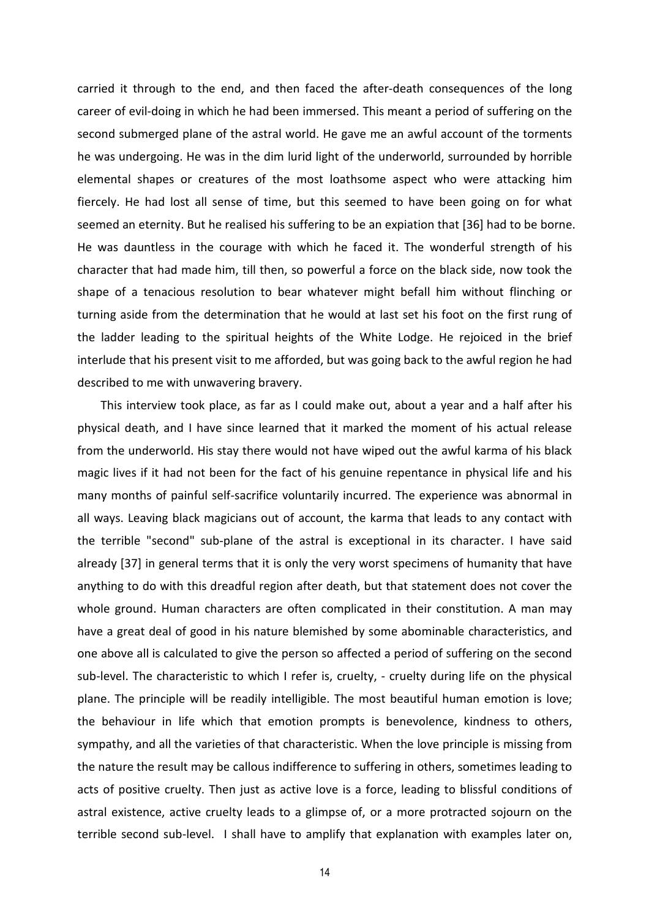carried it through to the end, and then faced the after-death consequences of the long career of evil-doing in which he had been immersed. This meant a period of suffering on the second submerged plane of the astral world. He gave me an awful account of the torments he was undergoing. He was in the dim lurid light of the underworld, surrounded by horrible elemental shapes or creatures of the most loathsome aspect who were attacking him fiercely. He had lost all sense of time, but this seemed to have been going on for what seemed an eternity. But he realised his suffering to be an expiation that [36] had to be borne. He was dauntless in the courage with which he faced it. The wonderful strength of his character that had made him, till then, so powerful a force on the black side, now took the shape of a tenacious resolution to bear whatever might befall him without flinching or turning aside from the determination that he would at last set his foot on the first rung of the ladder leading to the spiritual heights of the White Lodge. He rejoiced in the brief interlude that his present visit to me afforded, but was going back to the awful region he had described to me with unwavering bravery.

This interview took place, as far as I could make out, about a year and a half after his physical death, and I have since learned that it marked the moment of his actual release from the underworld. His stay there would not have wiped out the awful karma of his black magic lives if it had not been for the fact of his genuine repentance in physical life and his many months of painful self-sacrifice voluntarily incurred. The experience was abnormal in all ways. Leaving black magicians out of account, the karma that leads to any contact with the terrible "second" sub-plane of the astral is exceptional in its character. I have said already [37] in general terms that it is only the very worst specimens of humanity that have anything to do with this dreadful region after death, but that statement does not cover the whole ground. Human characters are often complicated in their constitution. A man may have a great deal of good in his nature blemished by some abominable characteristics, and one above all is calculated to give the person so affected a period of suffering on the second sub-level. The characteristic to which I refer is, cruelty, - cruelty during life on the physical plane. The principle will be readily intelligible. The most beautiful human emotion is love; the behaviour in life which that emotion prompts is benevolence, kindness to others, sympathy, and all the varieties of that characteristic. When the love principle is missing from the nature the result may be callous indifference to suffering in others, sometimes leading to acts of positive cruelty. Then just as active love is a force, leading to blissful conditions of astral existence, active cruelty leads to a glimpse of, or a more protracted sojourn on the terrible second sub-level. I shall have to amplify that explanation with examples later on,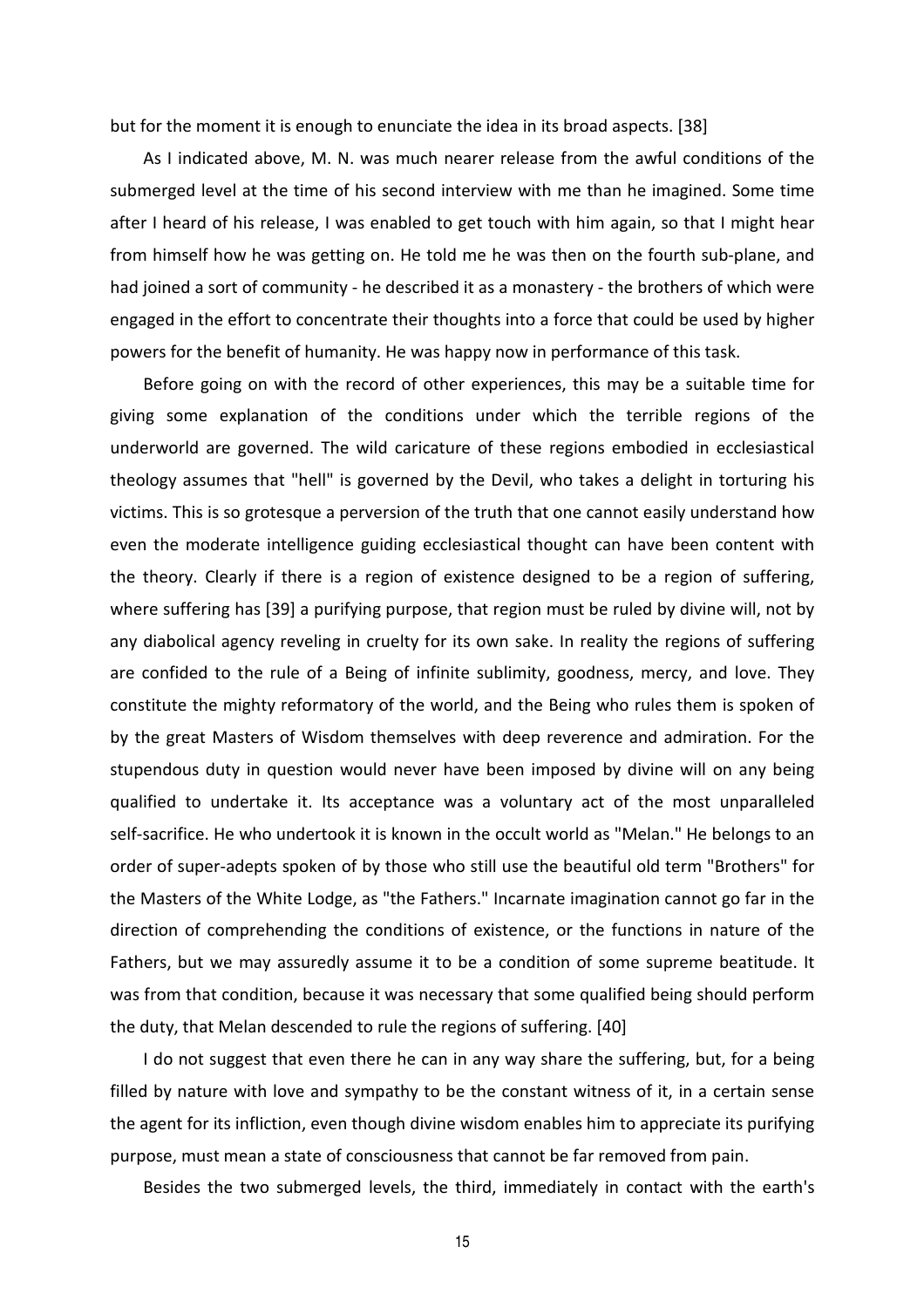but for the moment it is enough to enunciate the idea in its broad aspects. [38]

As I indicated above, M. N. was much nearer release from the awful conditions of the submerged level at the time of his second interview with me than he imagined. Some time after I heard of his release, I was enabled to get touch with him again, so that I might hear from himself how he was getting on. He told me he was then on the fourth sub-plane, and had joined a sort of community - he described it as a monastery - the brothers of which were engaged in the effort to concentrate their thoughts into a force that could be used by higher powers for the benefit of humanity. He was happy now in performance of this task.

Before going on with the record of other experiences, this may be a suitable time for giving some explanation of the conditions under which the terrible regions of the underworld are governed. The wild caricature of these regions embodied in ecclesiastical theology assumes that "hell" is governed by the Devil, who takes a delight in torturing his victims. This is so grotesque a perversion of the truth that one cannot easily understand how even the moderate intelligence guiding ecclesiastical thought can have been content with the theory. Clearly if there is a region of existence designed to be a region of suffering, where suffering has [39] a purifying purpose, that region must be ruled by divine will, not by any diabolical agency reveling in cruelty for its own sake. In reality the regions of suffering are confided to the rule of a Being of infinite sublimity, goodness, mercy, and love. They constitute the mighty reformatory of the world, and the Being who rules them is spoken of by the great Masters of Wisdom themselves with deep reverence and admiration. For the stupendous duty in question would never have been imposed by divine will on any being qualified to undertake it. Its acceptance was a voluntary act of the most unparalleled self-sacrifice. He who undertook it is known in the occult world as "Melan." He belongs to an order of super-adepts spoken of by those who still use the beautiful old term "Brothers" for the Masters of the White Lodge, as "the Fathers." Incarnate imagination cannot go far in the direction of comprehending the conditions of existence, or the functions in nature of the Fathers, but we may assuredly assume it to be a condition of some supreme beatitude. It was from that condition, because it was necessary that some qualified being should perform the duty, that Melan descended to rule the regions of suffering. [40]

I do not suggest that even there he can in any way share the suffering, but, for a being filled by nature with love and sympathy to be the constant witness of it, in a certain sense the agent for its infliction, even though divine wisdom enables him to appreciate its purifying purpose, must mean a state of consciousness that cannot be far removed from pain.

Besides the two submerged levels, the third, immediately in contact with the earth's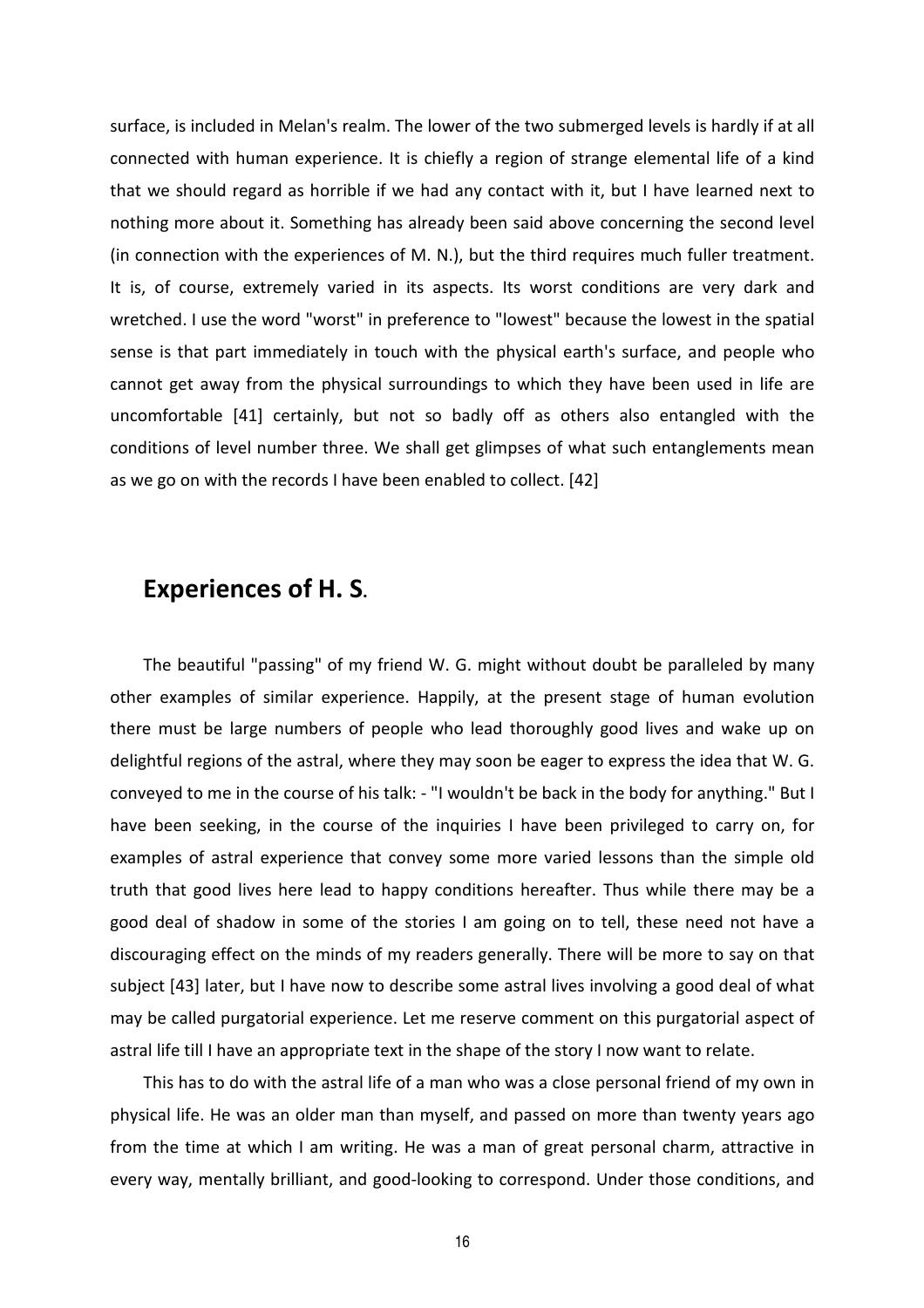surface, is included in Melan's realm. The lower of the two submerged levels is hardly if at all connected with human experience. It is chiefly a region of strange elemental life of a kind that we should regard as horrible if we had any contact with it, but I have learned next to nothing more about it. Something has already been said above concerning the second level (in connection with the experiences of M. N.), but the third requires much fuller treatment. It is, of course, extremely varied in its aspects. Its worst conditions are very dark and wretched. I use the word "worst" in preference to "lowest" because the lowest in the spatial sense is that part immediately in touch with the physical earth's surface, and people who cannot get away from the physical surroundings to which they have been used in life are uncomfortable [41] certainly, but not so badly off as others also entangled with the conditions of level number three. We shall get glimpses of what such entanglements mean as we go on with the records I have been enabled to collect. [42]

## Experiences of H. S.

The beautiful "passing" of my friend W. G. might without doubt be paralleled by many other examples of similar experience. Happily, at the present stage of human evolution there must be large numbers of people who lead thoroughly good lives and wake up on delightful regions of the astral, where they may soon be eager to express the idea that W. G. conveyed to me in the course of his talk: - "I wouldn't be back in the body for anything." But I have been seeking, in the course of the inquiries I have been privileged to carry on, for examples of astral experience that convey some more varied lessons than the simple old truth that good lives here lead to happy conditions hereafter. Thus while there may be a good deal of shadow in some of the stories I am going on to tell, these need not have a discouraging effect on the minds of my readers generally. There will be more to say on that subject [43] later, but I have now to describe some astral lives involving a good deal of what may be called purgatorial experience. Let me reserve comment on this purgatorial aspect of astral life till I have an appropriate text in the shape of the story I now want to relate.

This has to do with the astral life of a man who was a close personal friend of my own in physical life. He was an older man than myself, and passed on more than twenty years ago from the time at which I am writing. He was a man of great personal charm, attractive in every way, mentally brilliant, and good-looking to correspond. Under those conditions, and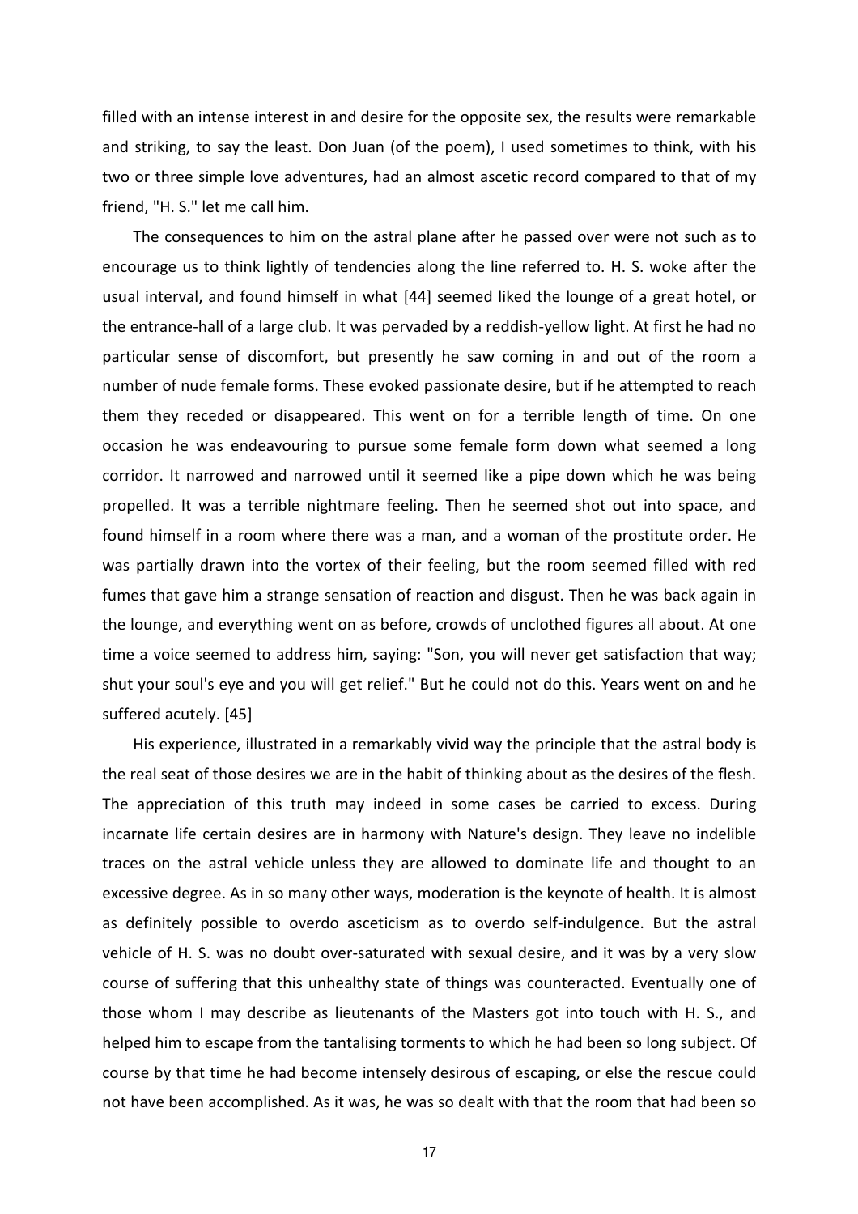filled with an intense interest in and desire for the opposite sex, the results were remarkable and striking, to say the least. Don Juan (of the poem), I used sometimes to think, with his two or three simple love adventures, had an almost ascetic record compared to that of my friend, "H. S." let me call him.

The consequences to him on the astral plane after he passed over were not such as to encourage us to think lightly of tendencies along the line referred to. H. S. woke after the usual interval, and found himself in what [44] seemed liked the lounge of a great hotel, or the entrance-hall of a large club. It was pervaded by a reddish-yellow light. At first he had no particular sense of discomfort, but presently he saw coming in and out of the room a number of nude female forms. These evoked passionate desire, but if he attempted to reach them they receded or disappeared. This went on for a terrible length of time. On one occasion he was endeavouring to pursue some female form down what seemed a long corridor. It narrowed and narrowed until it seemed like a pipe down which he was being propelled. It was a terrible nightmare feeling. Then he seemed shot out into space, and found himself in a room where there was a man, and a woman of the prostitute order. He was partially drawn into the vortex of their feeling, but the room seemed filled with red fumes that gave him a strange sensation of reaction and disgust. Then he was back again in the lounge, and everything went on as before, crowds of unclothed figures all about. At one time a voice seemed to address him, saying: "Son, you will never get satisfaction that way; shut your soul's eye and you will get relief." But he could not do this. Years went on and he suffered acutely. [45]

His experience, illustrated in a remarkably vivid way the principle that the astral body is the real seat of those desires we are in the habit of thinking about as the desires of the flesh. The appreciation of this truth may indeed in some cases be carried to excess. During incarnate life certain desires are in harmony with Nature's design. They leave no indelible traces on the astral vehicle unless they are allowed to dominate life and thought to an excessive degree. As in so many other ways, moderation is the keynote of health. It is almost as definitely possible to overdo asceticism as to overdo self-indulgence. But the astral vehicle of H. S. was no doubt over-saturated with sexual desire, and it was by a very slow course of suffering that this unhealthy state of things was counteracted. Eventually one of those whom I may describe as lieutenants of the Masters got into touch with H. S., and helped him to escape from the tantalising torments to which he had been so long subject. Of course by that time he had become intensely desirous of escaping, or else the rescue could not have been accomplished. As it was, he was so dealt with that the room that had been so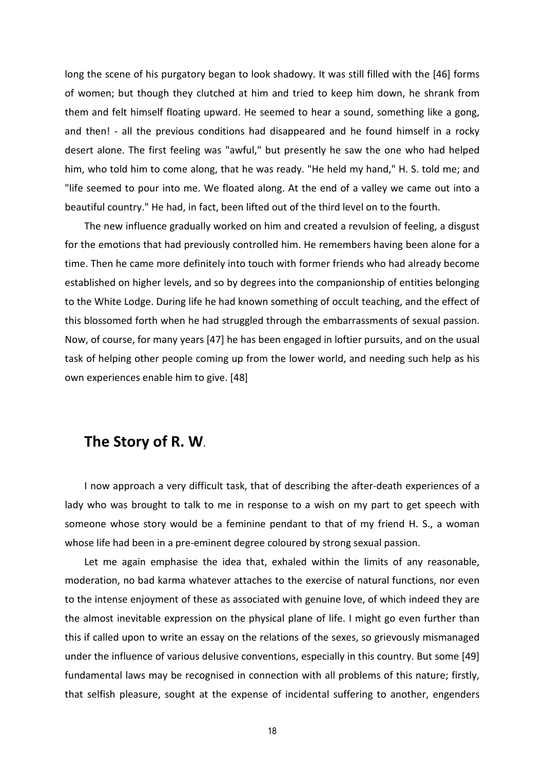long the scene of his purgatory began to look shadowy. It was still filled with the [46] forms of women; but though they clutched at him and tried to keep him down, he shrank from them and felt himself floating upward. He seemed to hear a sound, something like a gong, and then! - all the previous conditions had disappeared and he found himself in a rocky desert alone. The first feeling was "awful," but presently he saw the one who had helped him, who told him to come along, that he was ready. "He held my hand," H. S. told me; and "life seemed to pour into me. We floated along. At the end of a valley we came out into a beautiful country." He had, in fact, been lifted out of the third level on to the fourth.

The new influence gradually worked on him and created a revulsion of feeling, a disgust for the emotions that had previously controlled him. He remembers having been alone for a time. Then he came more definitely into touch with former friends who had already become established on higher levels, and so by degrees into the companionship of entities belonging to the White Lodge. During life he had known something of occult teaching, and the effect of this blossomed forth when he had struggled through the embarrassments of sexual passion. Now, of course, for many years [47] he has been engaged in loftier pursuits, and on the usual task of helping other people coming up from the lower world, and needing such help as his own experiences enable him to give. [48]

## The Story of R. W.

I now approach a very difficult task, that of describing the after-death experiences of a lady who was brought to talk to me in response to a wish on my part to get speech with someone whose story would be a feminine pendant to that of my friend H. S., a woman whose life had been in a pre-eminent degree coloured by strong sexual passion.

Let me again emphasise the idea that, exhaled within the limits of any reasonable, moderation, no bad karma whatever attaches to the exercise of natural functions, nor even to the intense enjoyment of these as associated with genuine love, of which indeed they are the almost inevitable expression on the physical plane of life. I might go even further than this if called upon to write an essay on the relations of the sexes, so grievously mismanaged under the influence of various delusive conventions, especially in this country. But some [49] fundamental laws may be recognised in connection with all problems of this nature; firstly, that selfish pleasure, sought at the expense of incidental suffering to another, engenders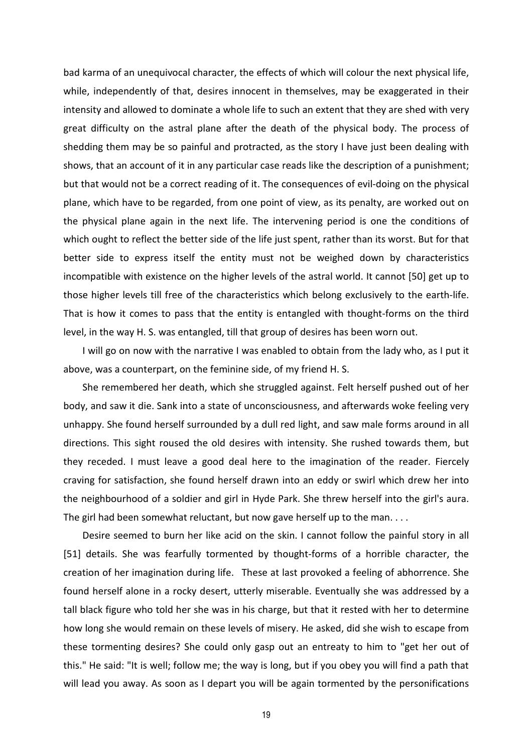bad karma of an unequivocal character, the effects of which will colour the next physical life, while, independently of that, desires innocent in themselves, may be exaggerated in their intensity and allowed to dominate a whole life to such an extent that they are shed with very great difficulty on the astral plane after the death of the physical body. The process of shedding them may be so painful and protracted, as the story I have just been dealing with shows, that an account of it in any particular case reads like the description of a punishment; but that would not be a correct reading of it. The consequences of evil-doing on the physical plane, which have to be regarded, from one point of view, as its penalty, are worked out on the physical plane again in the next life. The intervening period is one the conditions of which ought to reflect the better side of the life just spent, rather than its worst. But for that better side to express itself the entity must not be weighed down by characteristics incompatible with existence on the higher levels of the astral world. It cannot [50] get up to those higher levels till free of the characteristics which belong exclusively to the earth-life. That is how it comes to pass that the entity is entangled with thought-forms on the third level, in the way H. S. was entangled, till that group of desires has been worn out.

I will go on now with the narrative I was enabled to obtain from the lady who, as I put it above, was a counterpart, on the feminine side, of my friend H. S.

She remembered her death, which she struggled against. Felt herself pushed out of her body, and saw it die. Sank into a state of unconsciousness, and afterwards woke feeling very unhappy. She found herself surrounded by a dull red light, and saw male forms around in all directions. This sight roused the old desires with intensity. She rushed towards them, but they receded. I must leave a good deal here to the imagination of the reader. Fiercely craving for satisfaction, she found herself drawn into an eddy or swirl which drew her into the neighbourhood of a soldier and girl in Hyde Park. She threw herself into the girl's aura. The girl had been somewhat reluctant, but now gave herself up to the man. . . .

Desire seemed to burn her like acid on the skin. I cannot follow the painful story in all [51] details. She was fearfully tormented by thought-forms of a horrible character, the creation of her imagination during life. These at last provoked a feeling of abhorrence. She found herself alone in a rocky desert, utterly miserable. Eventually she was addressed by a tall black figure who told her she was in his charge, but that it rested with her to determine how long she would remain on these levels of misery. He asked, did she wish to escape from these tormenting desires? She could only gasp out an entreaty to him to "get her out of this." He said: "It is well; follow me; the way is long, but if you obey you will find a path that will lead you away. As soon as I depart you will be again tormented by the personifications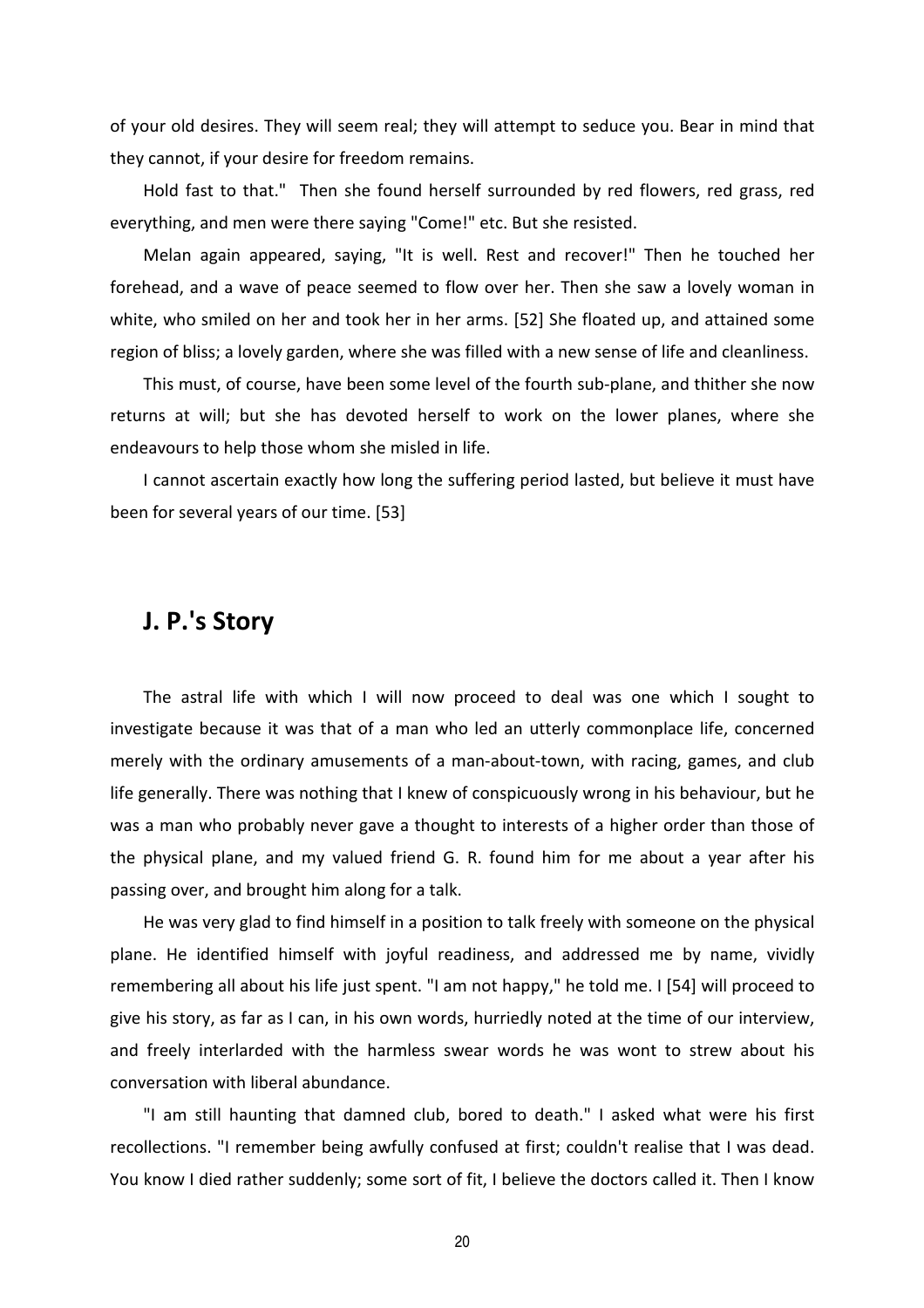of your old desires. They will seem real; they will attempt to seduce you. Bear in mind that they cannot, if your desire for freedom remains.

Hold fast to that." Then she found herself surrounded by red flowers, red grass, red everything, and men were there saying "Come!" etc. But she resisted.

Melan again appeared, saying, "It is well. Rest and recover!" Then he touched her forehead, and a wave of peace seemed to flow over her. Then she saw a lovely woman in white, who smiled on her and took her in her arms. [52] She floated up, and attained some region of bliss; a lovely garden, where she was filled with a new sense of life and cleanliness.

This must, of course, have been some level of the fourth sub-plane, and thither she now returns at will; but she has devoted herself to work on the lower planes, where she endeavours to help those whom she misled in life.

I cannot ascertain exactly how long the suffering period lasted, but believe it must have been for several years of our time. [53]

## J. P.'s Story

The astral life with which I will now proceed to deal was one which I sought to investigate because it was that of a man who led an utterly commonplace life, concerned merely with the ordinary amusements of a man-about-town, with racing, games, and club life generally. There was nothing that I knew of conspicuously wrong in his behaviour, but he was a man who probably never gave a thought to interests of a higher order than those of the physical plane, and my valued friend G. R. found him for me about a year after his passing over, and brought him along for a talk.

He was very glad to find himself in a position to talk freely with someone on the physical plane. He identified himself with joyful readiness, and addressed me by name, vividly remembering all about his life just spent. "I am not happy," he told me. I [54] will proceed to give his story, as far as I can, in his own words, hurriedly noted at the time of our interview, and freely interlarded with the harmless swear words he was wont to strew about his conversation with liberal abundance.

"I am still haunting that damned club, bored to death." I asked what were his first recollections. "I remember being awfully confused at first; couldn't realise that I was dead. You know I died rather suddenly; some sort of fit, I believe the doctors called it. Then I know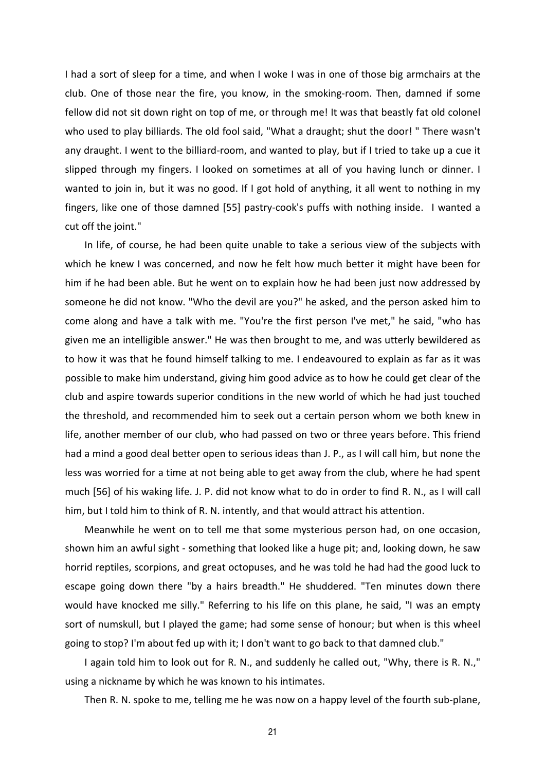I had a sort of sleep for a time, and when I woke I was in one of those big armchairs at the club. One of those near the fire, you know, in the smoking-room. Then, damned if some fellow did not sit down right on top of me, or through me! It was that beastly fat old colonel who used to play billiards. The old fool said, "What a draught; shut the door! " There wasn't any draught. I went to the billiard-room, and wanted to play, but if I tried to take up a cue it slipped through my fingers. I looked on sometimes at all of you having lunch or dinner. I wanted to join in, but it was no good. If I got hold of anything, it all went to nothing in my fingers, like one of those damned [55] pastry-cook's puffs with nothing inside. I wanted a cut off the joint."

In life, of course, he had been quite unable to take a serious view of the subjects with which he knew I was concerned, and now he felt how much better it might have been for him if he had been able. But he went on to explain how he had been just now addressed by someone he did not know. "Who the devil are you?" he asked, and the person asked him to come along and have a talk with me. "You're the first person I've met," he said, "who has given me an intelligible answer." He was then brought to me, and was utterly bewildered as to how it was that he found himself talking to me. I endeavoured to explain as far as it was possible to make him understand, giving him good advice as to how he could get clear of the club and aspire towards superior conditions in the new world of which he had just touched the threshold, and recommended him to seek out a certain person whom we both knew in life, another member of our club, who had passed on two or three years before. This friend had a mind a good deal better open to serious ideas than J. P., as I will call him, but none the less was worried for a time at not being able to get away from the club, where he had spent much [56] of his waking life. J. P. did not know what to do in order to find R. N., as I will call him, but I told him to think of R. N. intently, and that would attract his attention.

Meanwhile he went on to tell me that some mysterious person had, on one occasion, shown him an awful sight - something that looked like a huge pit; and, looking down, he saw horrid reptiles, scorpions, and great octopuses, and he was told he had had the good luck to escape going down there "by a hairs breadth." He shuddered. "Ten minutes down there would have knocked me silly." Referring to his life on this plane, he said, "I was an empty sort of numskull, but I played the game; had some sense of honour; but when is this wheel going to stop? I'm about fed up with it; I don't want to go back to that damned club."

I again told him to look out for R. N., and suddenly he called out, "Why, there is R. N.," using a nickname by which he was known to his intimates.

Then R. N. spoke to me, telling me he was now on a happy level of the fourth sub-plane,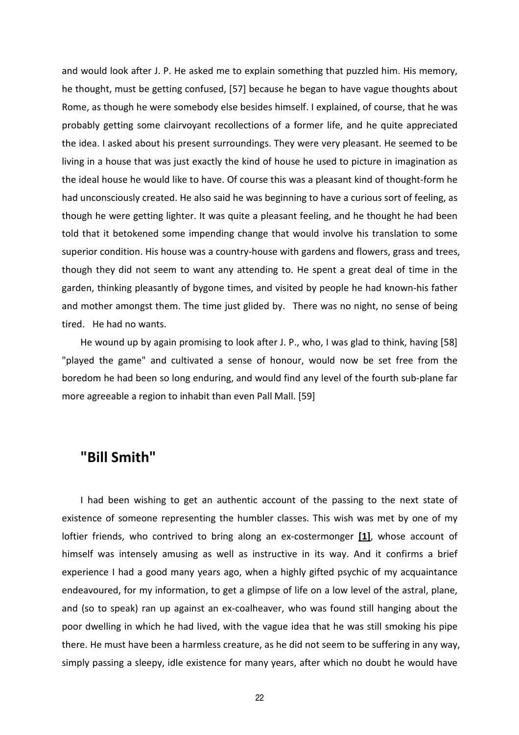and would look after J. P. He asked me to explain something that puzzled him. His memory, he thought, must be getting confused, [57] because he began to have vague thoughts about Rome, as though he were somebody else besides himself. I explained, of course, that he was probably getting some clairvoyant recollections of a former life, and he quite appreciated the idea. I asked about his present surroundings. They were very pleasant. He seemed to be living in a house that was just exactly the kind of house he used to picture in imagination as the ideal house he would like to have. Of course this was a pleasant kind of thought-form he had unconsciously created. He also said he was beginning to have a curious sort of feeling, as though he were getting lighter. It was quite a pleasant feeling, and he thought he had been told that it betokened some impending change that would involve his translation to some superior condition. His house was a country-house with gardens and flowers, grass and trees, though they did not seem to want any attending to. He spent a great deal of time in the garden, thinking pleasantly of bygone times, and visited by people he had known-his father and mother amongst them. The time just glided by. There was no night, no sense of being tired. He had no wants.

He wound up by again promising to look after J. P., who, I was glad to think, having [58] "played the game" and cultivated a sense of honour, would now be set free from the boredom he had been so long enduring, and would find any level of the fourth sub-plane far more agreeable a region to inhabit than even Pall Mall. [59]

## "Bill Smith"

I had been wishing to get an authentic account of the passing to the next state of existence of someone representing the humbler classes. This wish was met by one of my loftier friends, who contrived to bring along an ex-costermonger **[1]**, whose account of himself was intensely amusing as well as instructive in its way. And it confirms a brief experience I had a good many years ago, when a highly gifted psychic of my acquaintance endeavoured, for my information, to get a glimpse of life on a low level of the astral, plane, and (so to speak) ran up against an ex-coalheaver, who was found still hanging about the poor dwelling in which he had lived, with the vague idea that he was still smoking his pipe there. He must have been a harmless creature, as he did not seem to be suffering in any way, simply passing a sleepy, idle existence for many years, after which no doubt he would have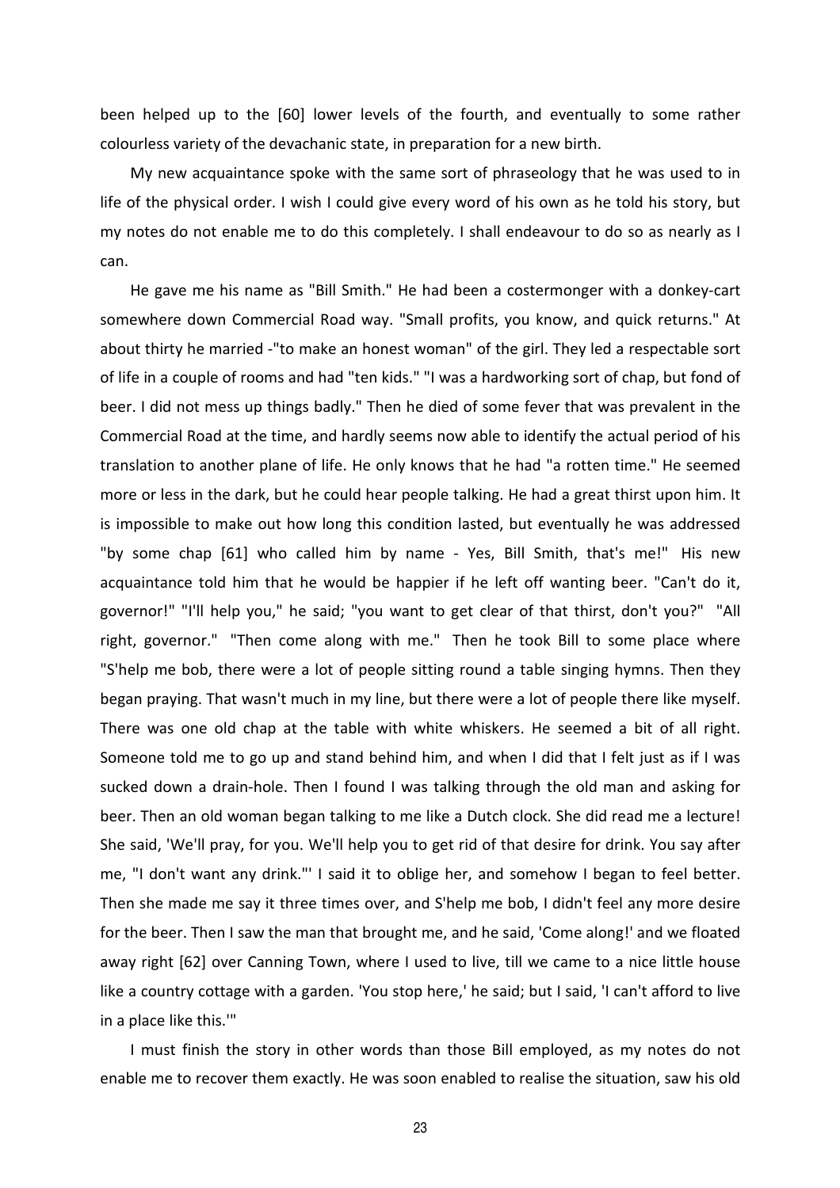been helped up to the [60] lower levels of the fourth, and eventually to some rather colourless variety of the devachanic state, in preparation for a new birth.

My new acquaintance spoke with the same sort of phraseology that he was used to in life of the physical order. I wish I could give every word of his own as he told his story, but my notes do not enable me to do this completely. I shall endeavour to do so as nearly as I can.

He gave me his name as "Bill Smith." He had been a costermonger with a donkey-cart somewhere down Commercial Road way. "Small profits, you know, and quick returns." At about thirty he married -"to make an honest woman" of the girl. They led a respectable sort of life in a couple of rooms and had "ten kids." "I was a hardworking sort of chap, but fond of beer. I did not mess up things badly." Then he died of some fever that was prevalent in the Commercial Road at the time, and hardly seems now able to identify the actual period of his translation to another plane of life. He only knows that he had "a rotten time." He seemed more or less in the dark, but he could hear people talking. He had a great thirst upon him. It is impossible to make out how long this condition lasted, but eventually he was addressed "by some chap [61] who called him by name - Yes, Bill Smith, that's me!" His new acquaintance told him that he would be happier if he left off wanting beer. "Can't do it, governor!" "I'll help you," he said; "you want to get clear of that thirst, don't you?" "All right, governor." "Then come along with me." Then he took Bill to some place where "S'help me bob, there were a lot of people sitting round a table singing hymns. Then they began praying. That wasn't much in my line, but there were a lot of people there like myself. There was one old chap at the table with white whiskers. He seemed a bit of all right. Someone told me to go up and stand behind him, and when I did that I felt just as if I was sucked down a drain-hole. Then I found I was talking through the old man and asking for beer. Then an old woman began talking to me like a Dutch clock. She did read me a lecture! She said, 'We'll pray, for you. We'll help you to get rid of that desire for drink. You say after me, "I don't want any drink."' I said it to oblige her, and somehow I began to feel better. Then she made me say it three times over, and S'help me bob, I didn't feel any more desire for the beer. Then I saw the man that brought me, and he said, 'Come along!' and we floated away right [62] over Canning Town, where I used to live, till we came to a nice little house like a country cottage with a garden. 'You stop here,' he said; but I said, 'I can't afford to live in a place like this.'"

I must finish the story in other words than those Bill employed, as my notes do not enable me to recover them exactly. He was soon enabled to realise the situation, saw his old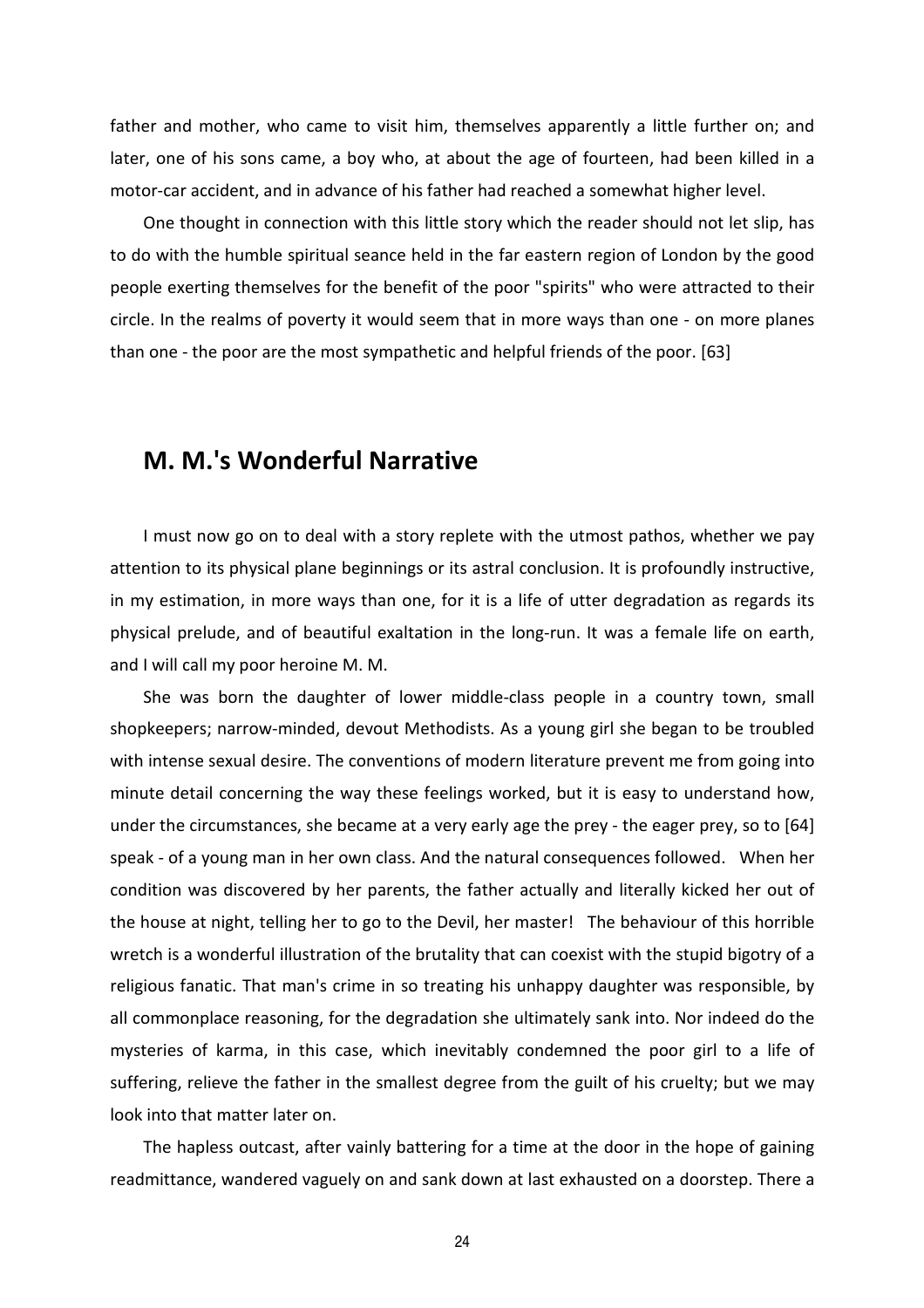father and mother, who came to visit him, themselves apparently a little further on; and later, one of his sons came, a boy who, at about the age of fourteen, had been killed in a motor-car accident, and in advance of his father had reached a somewhat higher level.

One thought in connection with this little story which the reader should not let slip, has to do with the humble spiritual seance held in the far eastern region of London by the good people exerting themselves for the benefit of the poor "spirits" who were attracted to their circle. In the realms of poverty it would seem that in more ways than one - on more planes than one - the poor are the most sympathetic and helpful friends of the poor. [63]

## M. M.'s Wonderful Narrative

I must now go on to deal with a story replete with the utmost pathos, whether we pay attention to its physical plane beginnings or its astral conclusion. It is profoundly instructive, in my estimation, in more ways than one, for it is a life of utter degradation as regards its physical prelude, and of beautiful exaltation in the long-run. It was a female life on earth, and I will call my poor heroine M. M.

She was born the daughter of lower middle-class people in a country town, small shopkeepers; narrow-minded, devout Methodists. As a young girl she began to be troubled with intense sexual desire. The conventions of modern literature prevent me from going into minute detail concerning the way these feelings worked, but it is easy to understand how, under the circumstances, she became at a very early age the prey - the eager prey, so to [64] speak - of a young man in her own class. And the natural consequences followed. When her condition was discovered by her parents, the father actually and literally kicked her out of the house at night, telling her to go to the Devil, her master! The behaviour of this horrible wretch is a wonderful illustration of the brutality that can coexist with the stupid bigotry of a religious fanatic. That man's crime in so treating his unhappy daughter was responsible, by all commonplace reasoning, for the degradation she ultimately sank into. Nor indeed do the mysteries of karma, in this case, which inevitably condemned the poor girl to a life of suffering, relieve the father in the smallest degree from the guilt of his cruelty; but we may look into that matter later on.

The hapless outcast, after vainly battering for a time at the door in the hope of gaining readmittance, wandered vaguely on and sank down at last exhausted on a doorstep. There a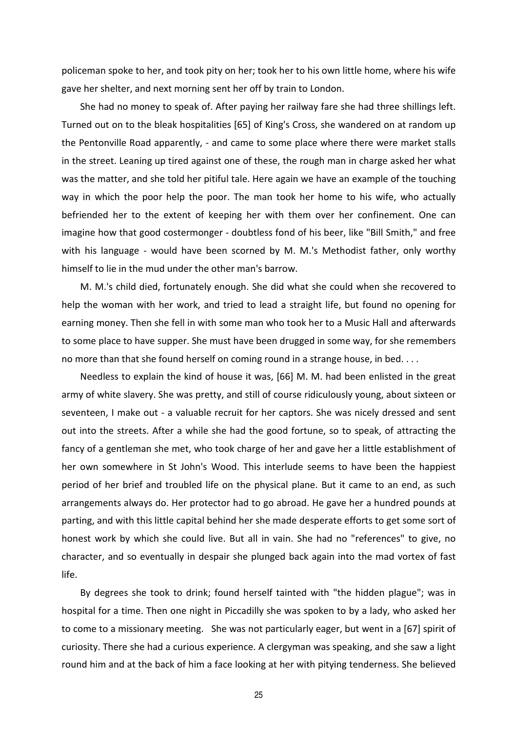policeman spoke to her, and took pity on her; took her to his own little home, where his wife gave her shelter, and next morning sent her off by train to London.

She had no money to speak of. After paying her railway fare she had three shillings left. Turned out on to the bleak hospitalities [65] of King's Cross, she wandered on at random up the Pentonville Road apparently, - and came to some place where there were market stalls in the street. Leaning up tired against one of these, the rough man in charge asked her what was the matter, and she told her pitiful tale. Here again we have an example of the touching way in which the poor help the poor. The man took her home to his wife, who actually befriended her to the extent of keeping her with them over her confinement. One can imagine how that good costermonger - doubtless fond of his beer, like "Bill Smith," and free with his language - would have been scorned by M. M.'s Methodist father, only worthy himself to lie in the mud under the other man's barrow.

M. M.'s child died, fortunately enough. She did what she could when she recovered to help the woman with her work, and tried to lead a straight life, but found no opening for earning money. Then she fell in with some man who took her to a Music Hall and afterwards to some place to have supper. She must have been drugged in some way, for she remembers no more than that she found herself on coming round in a strange house, in bed. . . .

Needless to explain the kind of house it was, [66] M. M. had been enlisted in the great army of white slavery. She was pretty, and still of course ridiculously young, about sixteen or seventeen, I make out - a valuable recruit for her captors. She was nicely dressed and sent out into the streets. After a while she had the good fortune, so to speak, of attracting the fancy of a gentleman she met, who took charge of her and gave her a little establishment of her own somewhere in St John's Wood. This interlude seems to have been the happiest period of her brief and troubled life on the physical plane. But it came to an end, as such arrangements always do. Her protector had to go abroad. He gave her a hundred pounds at parting, and with this little capital behind her she made desperate efforts to get some sort of honest work by which she could live. But all in vain. She had no "references" to give, no character, and so eventually in despair she plunged back again into the mad vortex of fast life.

By degrees she took to drink; found herself tainted with "the hidden plague"; was in hospital for a time. Then one night in Piccadilly she was spoken to by a lady, who asked her to come to a missionary meeting. She was not particularly eager, but went in a [67] spirit of curiosity. There she had a curious experience. A clergyman was speaking, and she saw a light round him and at the back of him a face looking at her with pitying tenderness. She believed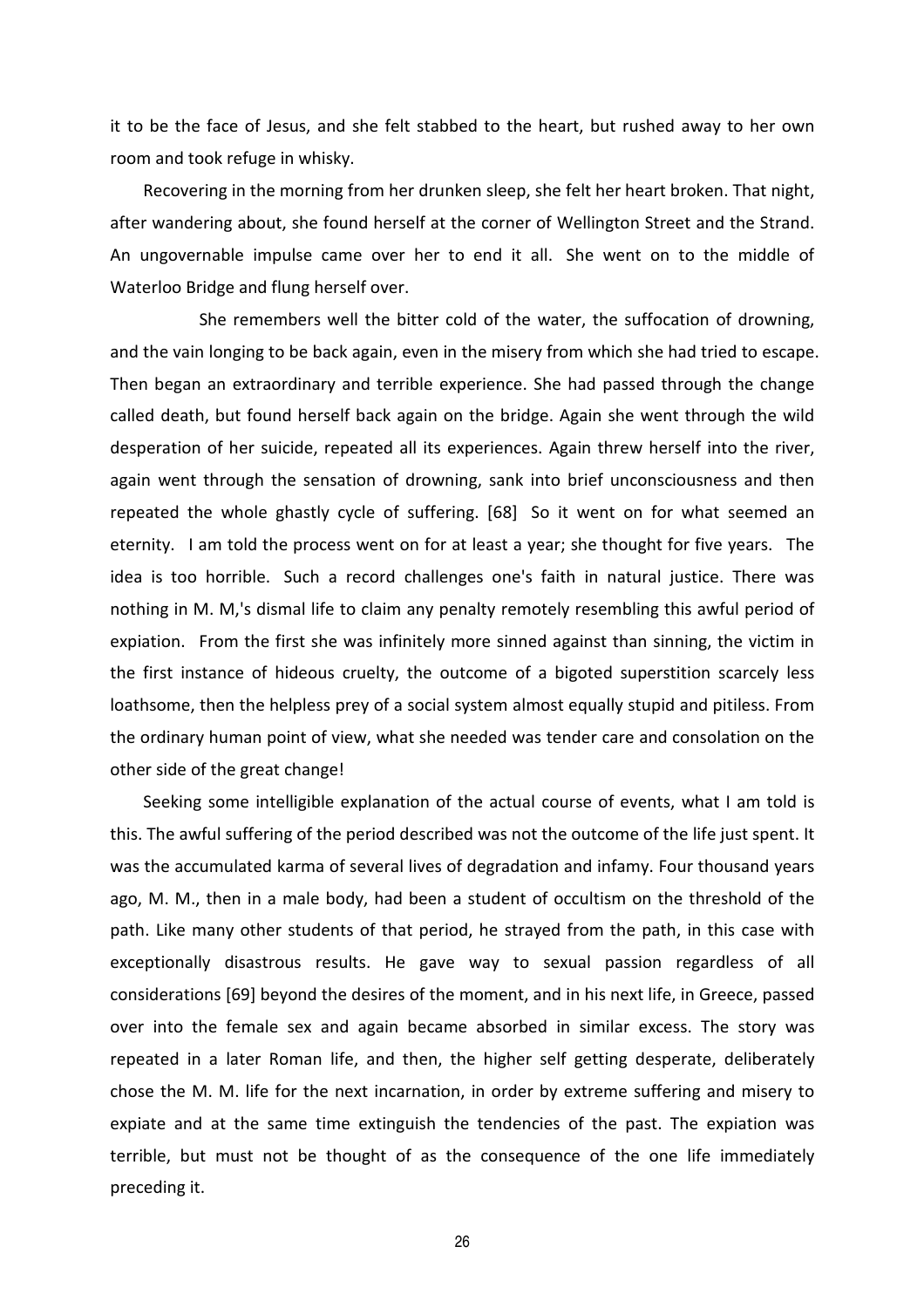it to be the face of Jesus, and she felt stabbed to the heart, but rushed away to her own room and took refuge in whisky.

Recovering in the morning from her drunken sleep, she felt her heart broken. That night, after wandering about, she found herself at the corner of Wellington Street and the Strand. An ungovernable impulse came over her to end it all. She went on to the middle of Waterloo Bridge and flung herself over.

She remembers well the bitter cold of the water, the suffocation of drowning, and the vain longing to be back again, even in the misery from which she had tried to escape. Then began an extraordinary and terrible experience. She had passed through the change called death, but found herself back again on the bridge. Again she went through the wild desperation of her suicide, repeated all its experiences. Again threw herself into the river, again went through the sensation of drowning, sank into brief unconsciousness and then repeated the whole ghastly cycle of suffering. [68] So it went on for what seemed an eternity. I am told the process went on for at least a year; she thought for five years. The idea is too horrible. Such a record challenges one's faith in natural justice. There was nothing in M. M,'s dismal life to claim any penalty remotely resembling this awful period of expiation. From the first she was infinitely more sinned against than sinning, the victim in the first instance of hideous cruelty, the outcome of a bigoted superstition scarcely less loathsome, then the helpless prey of a social system almost equally stupid and pitiless. From the ordinary human point of view, what she needed was tender care and consolation on the other side of the great change!

Seeking some intelligible explanation of the actual course of events, what I am told is this. The awful suffering of the period described was not the outcome of the life just spent. It was the accumulated karma of several lives of degradation and infamy. Four thousand years ago, M. M., then in a male body, had been a student of occultism on the threshold of the path. Like many other students of that period, he strayed from the path, in this case with exceptionally disastrous results. He gave way to sexual passion regardless of all considerations [69] beyond the desires of the moment, and in his next life, in Greece, passed over into the female sex and again became absorbed in similar excess. The story was repeated in a later Roman life, and then, the higher self getting desperate, deliberately chose the M. M. life for the next incarnation, in order by extreme suffering and misery to expiate and at the same time extinguish the tendencies of the past. The expiation was terrible, but must not be thought of as the consequence of the one life immediately preceding it.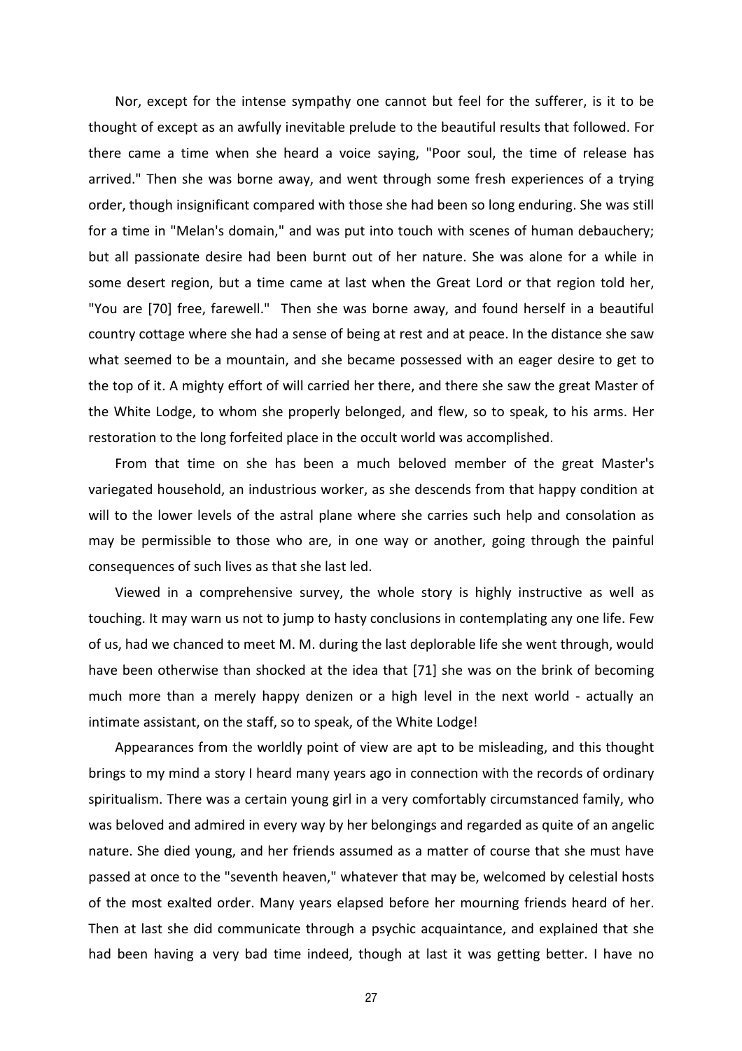Nor, except for the intense sympathy one cannot but feel for the sufferer, is it to be thought of except as an awfully inevitable prelude to the beautiful results that followed. For there came a time when she heard a voice saying, "Poor soul, the time of release has arrived." Then she was borne away, and went through some fresh experiences of a trying order, though insignificant compared with those she had been so long enduring. She was still for a time in "Melan's domain," and was put into touch with scenes of human debauchery; but all passionate desire had been burnt out of her nature. She was alone for a while in some desert region, but a time came at last when the Great Lord or that region told her, "You are [70] free, farewell." Then she was borne away, and found herself in a beautiful country cottage where she had a sense of being at rest and at peace. In the distance she saw what seemed to be a mountain, and she became possessed with an eager desire to get to the top of it. A mighty effort of will carried her there, and there she saw the great Master of the White Lodge, to whom she properly belonged, and flew, so to speak, to his arms. Her restoration to the long forfeited place in the occult world was accomplished.

From that time on she has been a much beloved member of the great Master's variegated household, an industrious worker, as she descends from that happy condition at will to the lower levels of the astral plane where she carries such help and consolation as may be permissible to those who are, in one way or another, going through the painful consequences of such lives as that she last led.

Viewed in a comprehensive survey, the whole story is highly instructive as well as touching. It may warn us not to jump to hasty conclusions in contemplating any one life. Few of us, had we chanced to meet M. M. during the last deplorable life she went through, would have been otherwise than shocked at the idea that [71] she was on the brink of becoming much more than a merely happy denizen or a high level in the next world - actually an intimate assistant, on the staff, so to speak, of the White Lodge!

Appearances from the worldly point of view are apt to be misleading, and this thought brings to my mind a story I heard many years ago in connection with the records of ordinary spiritualism. There was a certain young girl in a very comfortably circumstanced family, who was beloved and admired in every way by her belongings and regarded as quite of an angelic nature. She died young, and her friends assumed as a matter of course that she must have passed at once to the "seventh heaven," whatever that may be, welcomed by celestial hosts of the most exalted order. Many years elapsed before her mourning friends heard of her. Then at last she did communicate through a psychic acquaintance, and explained that she had been having a very bad time indeed, though at last it was getting better. I have no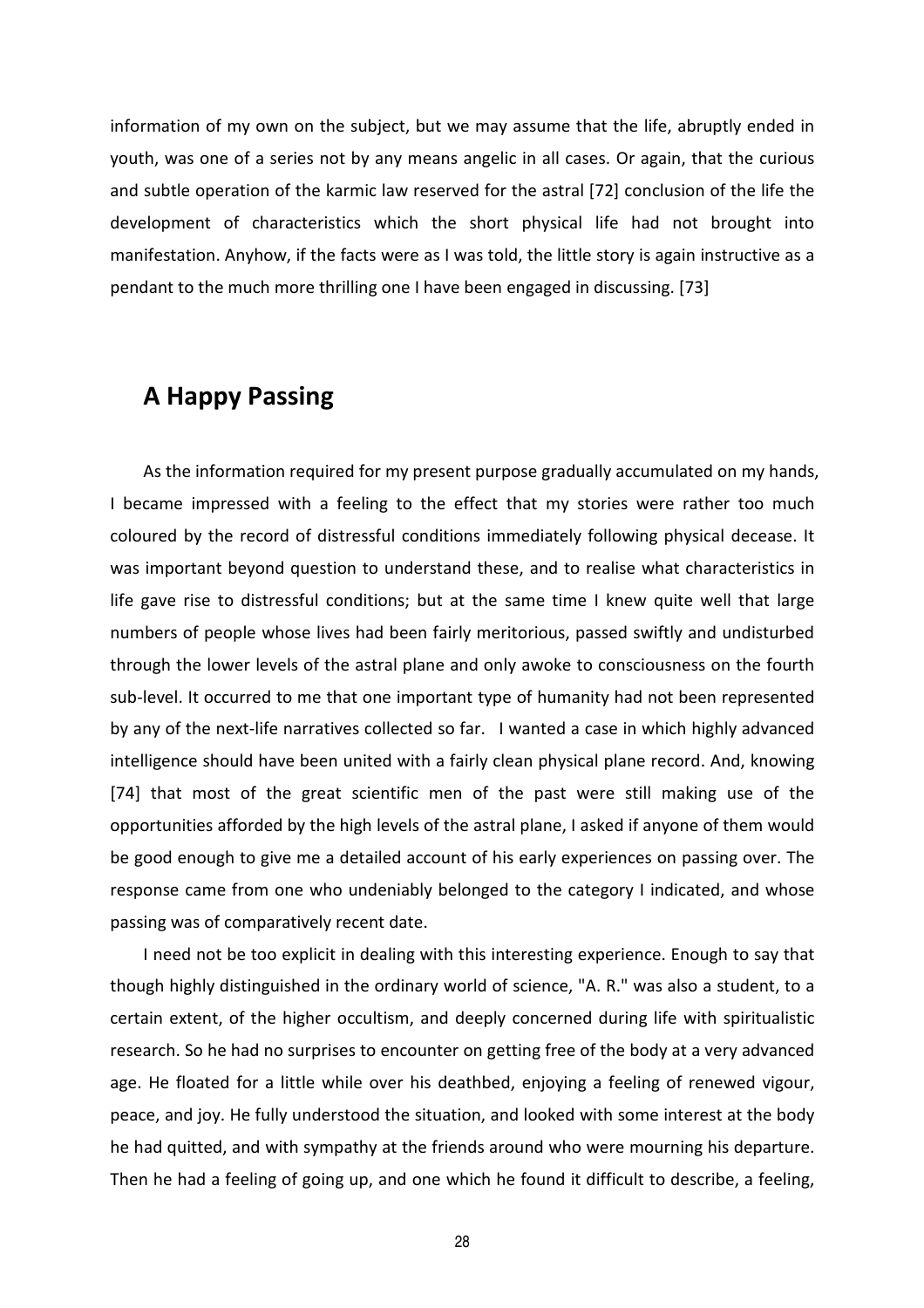information of my own on the subject, but we may assume that the life, abruptly ended in youth, was one of a series not by any means angelic in all cases. Or again, that the curious and subtle operation of the karmic law reserved for the astral [72] conclusion of the life the development of characteristics which the short physical life had not brought into manifestation. Anyhow, if the facts were as I was told, the little story is again instructive as a pendant to the much more thrilling one I have been engaged in discussing. [73]

## A Happy Passing

As the information required for my present purpose gradually accumulated on my hands, I became impressed with a feeling to the effect that my stories were rather too much coloured by the record of distressful conditions immediately following physical decease. It was important beyond question to understand these, and to realise what characteristics in life gave rise to distressful conditions; but at the same time I knew quite well that large numbers of people whose lives had been fairly meritorious, passed swiftly and undisturbed through the lower levels of the astral plane and only awoke to consciousness on the fourth sub-level. It occurred to me that one important type of humanity had not been represented by any of the next-life narratives collected so far. I wanted a case in which highly advanced intelligence should have been united with a fairly clean physical plane record. And, knowing [74] that most of the great scientific men of the past were still making use of the opportunities afforded by the high levels of the astral plane, I asked if anyone of them would be good enough to give me a detailed account of his early experiences on passing over. The response came from one who undeniably belonged to the category I indicated, and whose passing was of comparatively recent date.

I need not be too explicit in dealing with this interesting experience. Enough to say that though highly distinguished in the ordinary world of science, "A. R." was also a student, to a certain extent, of the higher occultism, and deeply concerned during life with spiritualistic research. So he had no surprises to encounter on getting free of the body at a very advanced age. He floated for a little while over his deathbed, enjoying a feeling of renewed vigour, peace, and joy. He fully understood the situation, and looked with some interest at the body he had quitted, and with sympathy at the friends around who were mourning his departure. Then he had a feeling of going up, and one which he found it difficult to describe, a feeling,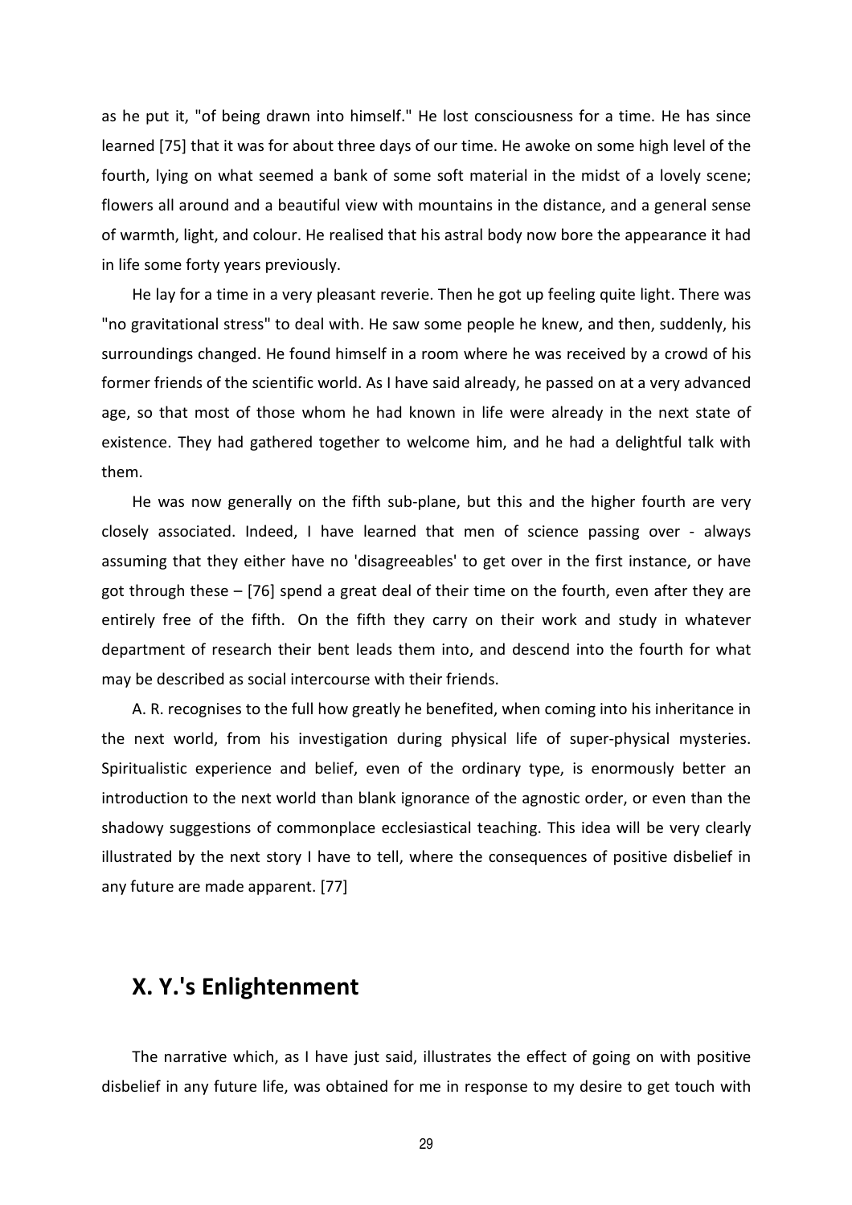as he put it, "of being drawn into himself." He lost consciousness for a time. He has since learned [75] that it was for about three days of our time. He awoke on some high level of the fourth, lying on what seemed a bank of some soft material in the midst of a lovely scene; flowers all around and a beautiful view with mountains in the distance, and a general sense of warmth, light, and colour. He realised that his astral body now bore the appearance it had in life some forty years previously.

He lay for a time in a very pleasant reverie. Then he got up feeling quite light. There was "no gravitational stress" to deal with. He saw some people he knew, and then, suddenly, his surroundings changed. He found himself in a room where he was received by a crowd of his former friends of the scientific world. As I have said already, he passed on at a very advanced age, so that most of those whom he had known in life were already in the next state of existence. They had gathered together to welcome him, and he had a delightful talk with them.

He was now generally on the fifth sub-plane, but this and the higher fourth are very closely associated. Indeed, I have learned that men of science passing over - always assuming that they either have no 'disagreeables' to get over in the first instance, or have got through these – [76] spend a great deal of their time on the fourth, even after they are entirely free of the fifth. On the fifth they carry on their work and study in whatever department of research their bent leads them into, and descend into the fourth for what may be described as social intercourse with their friends.

A. R. recognises to the full how greatly he benefited, when coming into his inheritance in the next world, from his investigation during physical life of super-physical mysteries. Spiritualistic experience and belief, even of the ordinary type, is enormously better an introduction to the next world than blank ignorance of the agnostic order, or even than the shadowy suggestions of commonplace ecclesiastical teaching. This idea will be very clearly illustrated by the next story I have to tell, where the consequences of positive disbelief in any future are made apparent. [77]

## X. Y.'s Enlightenment

The narrative which, as I have just said, illustrates the effect of going on with positive disbelief in any future life, was obtained for me in response to my desire to get touch with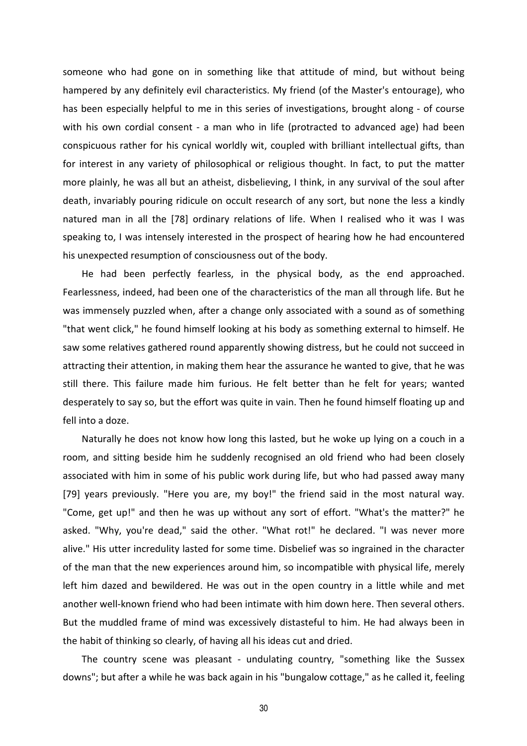someone who had gone on in something like that attitude of mind, but without being hampered by any definitely evil characteristics. My friend (of the Master's entourage), who has been especially helpful to me in this series of investigations, brought along - of course with his own cordial consent - a man who in life (protracted to advanced age) had been conspicuous rather for his cynical worldly wit, coupled with brilliant intellectual gifts, than for interest in any variety of philosophical or religious thought. In fact, to put the matter more plainly, he was all but an atheist, disbelieving, I think, in any survival of the soul after death, invariably pouring ridicule on occult research of any sort, but none the less a kindly natured man in all the [78] ordinary relations of life. When I realised who it was I was speaking to, I was intensely interested in the prospect of hearing how he had encountered his unexpected resumption of consciousness out of the body.

He had been perfectly fearless, in the physical body, as the end approached. Fearlessness, indeed, had been one of the characteristics of the man all through life. But he was immensely puzzled when, after a change only associated with a sound as of something "that went click," he found himself looking at his body as something external to himself. He saw some relatives gathered round apparently showing distress, but he could not succeed in attracting their attention, in making them hear the assurance he wanted to give, that he was still there. This failure made him furious. He felt better than he felt for years; wanted desperately to say so, but the effort was quite in vain. Then he found himself floating up and fell into a doze.

Naturally he does not know how long this lasted, but he woke up lying on a couch in a room, and sitting beside him he suddenly recognised an old friend who had been closely associated with him in some of his public work during life, but who had passed away many [79] years previously. "Here you are, my boy!" the friend said in the most natural way. "Come, get up!" and then he was up without any sort of effort. "What's the matter?" he asked. "Why, you're dead," said the other. "What rot!" he declared. "I was never more alive." His utter incredulity lasted for some time. Disbelief was so ingrained in the character of the man that the new experiences around him, so incompatible with physical life, merely left him dazed and bewildered. He was out in the open country in a little while and met another well-known friend who had been intimate with him down here. Then several others. But the muddled frame of mind was excessively distasteful to him. He had always been in the habit of thinking so clearly, of having all his ideas cut and dried.

The country scene was pleasant - undulating country, "something like the Sussex downs"; but after a while he was back again in his "bungalow cottage," as he called it, feeling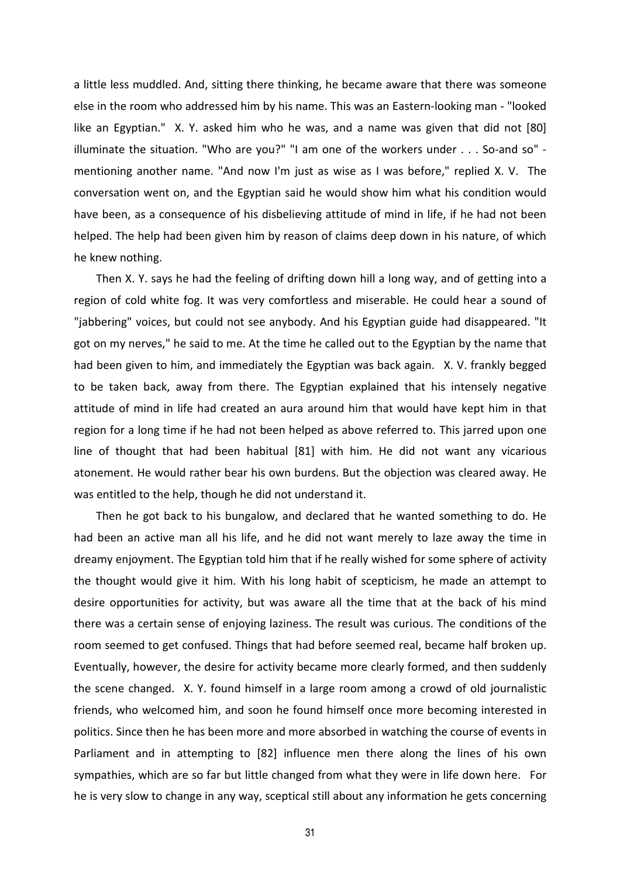a little less muddled. And, sitting there thinking, he became aware that there was someone else in the room who addressed him by his name. This was an Eastern-looking man - "looked like an Egyptian." X. Y. asked him who he was, and a name was given that did not [80] illuminate the situation. "Who are you?" "I am one of the workers under . . . So-and so" - mentioning another name. "And now I'm just as wise as I was before," replied X. V. The conversation went on, and the Egyptian said he would show him what his condition would have been, as a consequence of his disbelieving attitude of mind in life, if he had not been helped. The help had been given him by reason of claims deep down in his nature, of which he knew nothing.

Then X. Y. says he had the feeling of drifting down hill a long way, and of getting into a region of cold white fog. It was very comfortless and miserable. He could hear a sound of "jabbering" voices, but could not see anybody. And his Egyptian guide had disappeared. "It got on my nerves," he said to me. At the time he called out to the Egyptian by the name that had been given to him, and immediately the Egyptian was back again. X. V. frankly begged to be taken back, away from there. The Egyptian explained that his intensely negative attitude of mind in life had created an aura around him that would have kept him in that region for a long time if he had not been helped as above referred to. This jarred upon one line of thought that had been habitual [81] with him. He did not want any vicarious atonement. He would rather bear his own burdens. But the objection was cleared away. He was entitled to the help, though he did not understand it.

Then he got back to his bungalow, and declared that he wanted something to do. He had been an active man all his life, and he did not want merely to laze away the time in dreamy enjoyment. The Egyptian told him that if he really wished for some sphere of activity the thought would give it him. With his long habit of scepticism, he made an attempt to desire opportunities for activity, but was aware all the time that at the back of his mind there was a certain sense of enjoying laziness. The result was curious. The conditions of the room seemed to get confused. Things that had before seemed real, became half broken up. Eventually, however, the desire for activity became more clearly formed, and then suddenly the scene changed. X. Y. found himself in a large room among a crowd of old journalistic friends, who welcomed him, and soon he found himself once more becoming interested in politics. Since then he has been more and more absorbed in watching the course of events in Parliament and in attempting to [82] influence men there along the lines of his own sympathies, which are so far but little changed from what they were in life down here. For he is very slow to change in any way, sceptical still about any information he gets concerning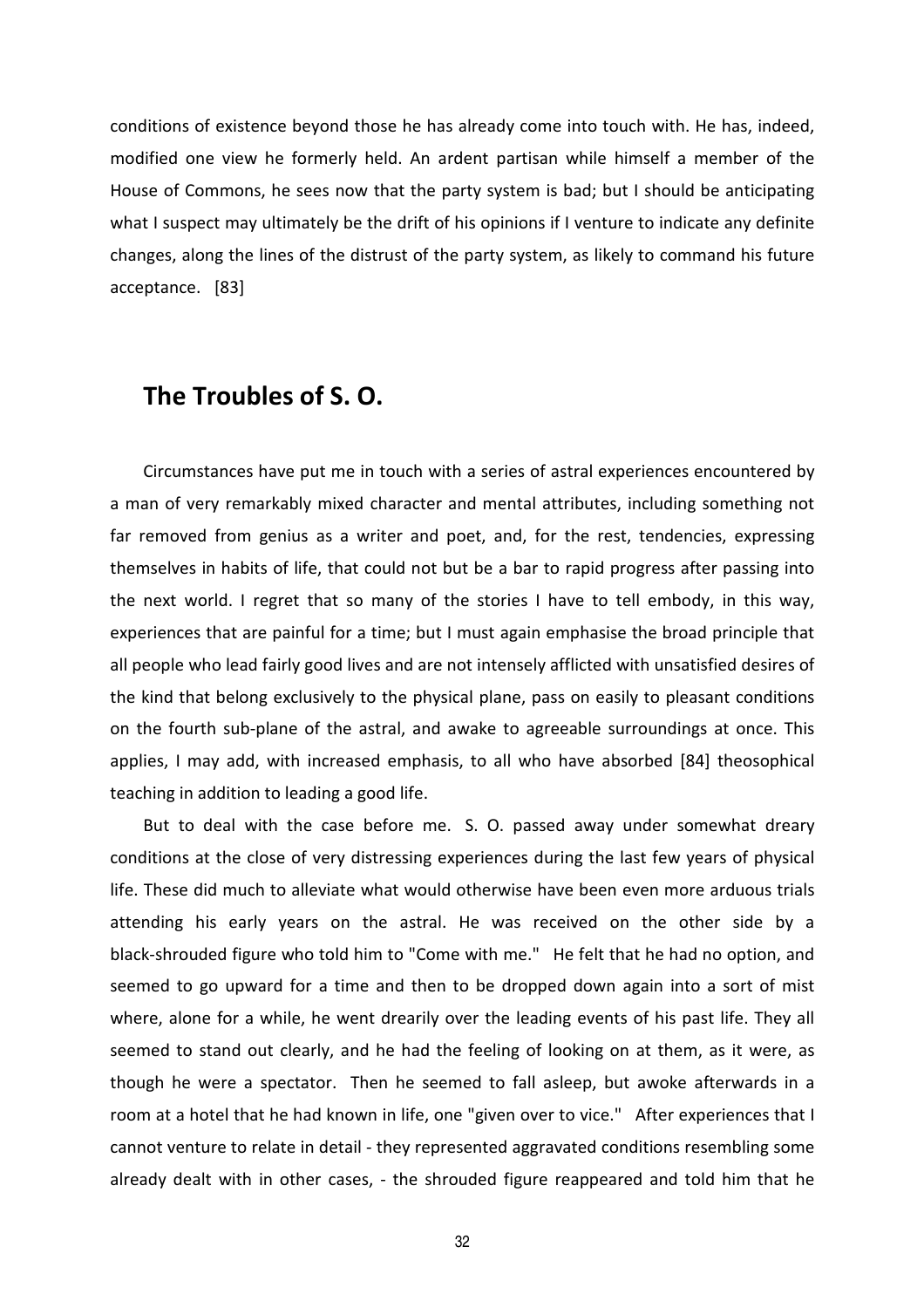conditions of existence beyond those he has already come into touch with. He has, indeed, modified one view he formerly held. An ardent partisan while himself a member of the House of Commons, he sees now that the party system is bad; but I should be anticipating what I suspect may ultimately be the drift of his opinions if I venture to indicate any definite changes, along the lines of the distrust of the party system, as likely to command his future acceptance. [83]

## The Troubles of S. O.

Circumstances have put me in touch with a series of astral experiences encountered by a man of very remarkably mixed character and mental attributes, including something not far removed from genius as a writer and poet, and, for the rest, tendencies, expressing themselves in habits of life, that could not but be a bar to rapid progress after passing into the next world. I regret that so many of the stories I have to tell embody, in this way, experiences that are painful for a time; but I must again emphasise the broad principle that all people who lead fairly good lives and are not intensely afflicted with unsatisfied desires of the kind that belong exclusively to the physical plane, pass on easily to pleasant conditions on the fourth sub-plane of the astral, and awake to agreeable surroundings at once. This applies, I may add, with increased emphasis, to all who have absorbed [84] theosophical teaching in addition to leading a good life.

But to deal with the case before me. S. O. passed away under somewhat dreary conditions at the close of very distressing experiences during the last few years of physical life. These did much to alleviate what would otherwise have been even more arduous trials attending his early years on the astral. He was received on the other side by a black-shrouded figure who told him to "Come with me." He felt that he had no option, and seemed to go upward for a time and then to be dropped down again into a sort of mist where, alone for a while, he went drearily over the leading events of his past life. They all seemed to stand out clearly, and he had the feeling of looking on at them, as it were, as though he were a spectator. Then he seemed to fall asleep, but awoke afterwards in a room at a hotel that he had known in life, one "given over to vice." After experiences that I cannot venture to relate in detail - they represented aggravated conditions resembling some already dealt with in other cases, - the shrouded figure reappeared and told him that he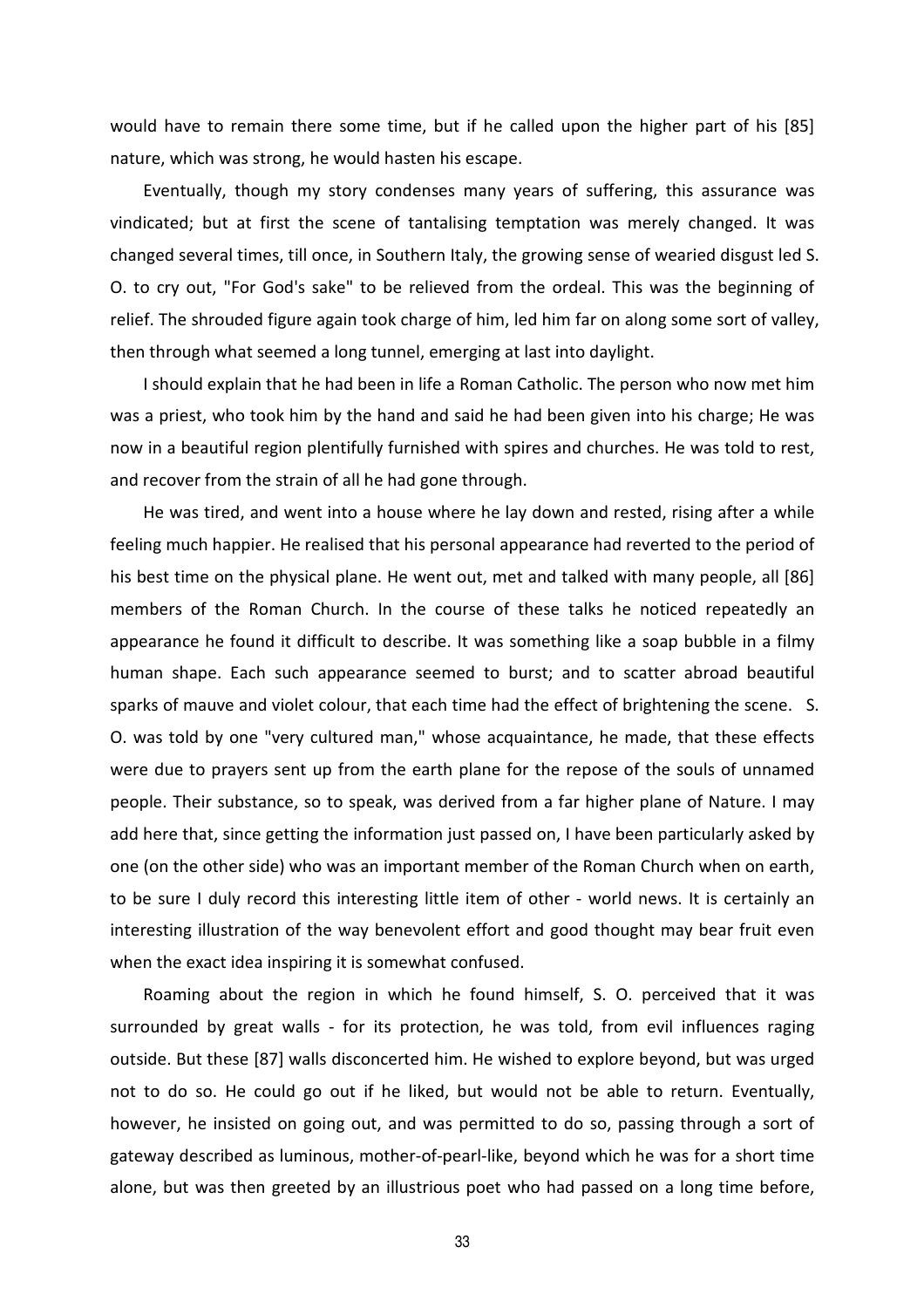would have to remain there some time, but if he called upon the higher part of his [85] nature, which was strong, he would hasten his escape.

Eventually, though my story condenses many years of suffering, this assurance was vindicated; but at first the scene of tantalising temptation was merely changed. It was changed several times, till once, in Southern Italy, the growing sense of wearied disgust led S. O. to cry out, "For God's sake" to be relieved from the ordeal. This was the beginning of relief. The shrouded figure again took charge of him, led him far on along some sort of valley, then through what seemed a long tunnel, emerging at last into daylight.

I should explain that he had been in life a Roman Catholic. The person who now met him was a priest, who took him by the hand and said he had been given into his charge; He was now in a beautiful region plentifully furnished with spires and churches. He was told to rest, and recover from the strain of all he had gone through.

He was tired, and went into a house where he lay down and rested, rising after a while feeling much happier. He realised that his personal appearance had reverted to the period of his best time on the physical plane. He went out, met and talked with many people, all [86] members of the Roman Church. In the course of these talks he noticed repeatedly an appearance he found it difficult to describe. It was something like a soap bubble in a filmy human shape. Each such appearance seemed to burst; and to scatter abroad beautiful sparks of mauve and violet colour, that each time had the effect of brightening the scene. S. O. was told by one "very cultured man," whose acquaintance, he made, that these effects were due to prayers sent up from the earth plane for the repose of the souls of unnamed people. Their substance, so to speak, was derived from a far higher plane of Nature. I may add here that, since getting the information just passed on, I have been particularly asked by one (on the other side) who was an important member of the Roman Church when on earth, to be sure I duly record this interesting little item of other - world news. It is certainly an interesting illustration of the way benevolent effort and good thought may bear fruit even when the exact idea inspiring it is somewhat confused.

Roaming about the region in which he found himself, S. O. perceived that it was surrounded by great walls - for its protection, he was told, from evil influences raging outside. But these [87] walls disconcerted him. He wished to explore beyond, but was urged not to do so. He could go out if he liked, but would not be able to return. Eventually, however, he insisted on going out, and was permitted to do so, passing through a sort of gateway described as luminous, mother-of-pearl-like, beyond which he was for a short time alone, but was then greeted by an illustrious poet who had passed on a long time before,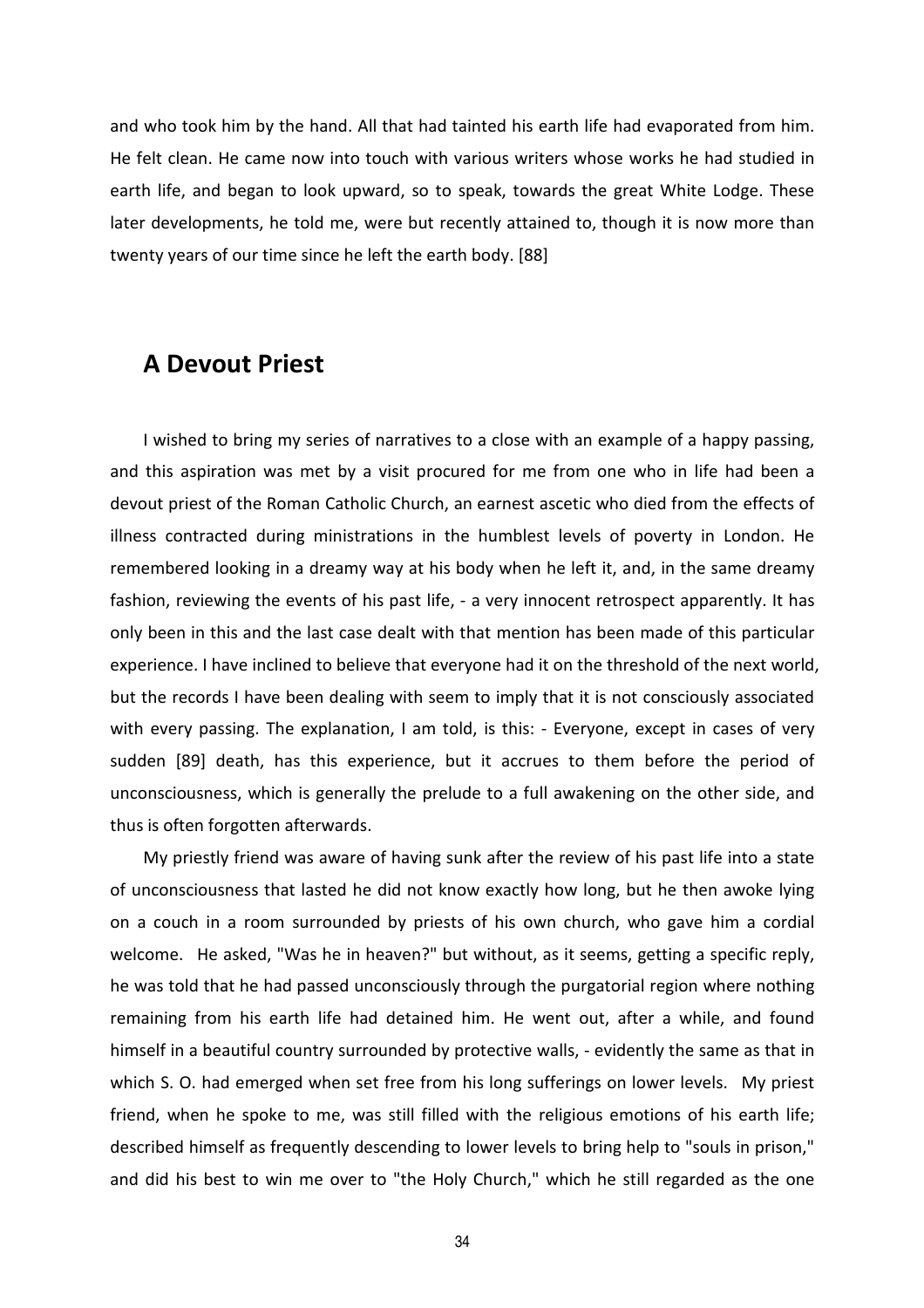and who took him by the hand. All that had tainted his earth life had evaporated from him. He felt clean. He came now into touch with various writers whose works he had studied in earth life, and began to look upward, so to speak, towards the great White Lodge. These later developments, he told me, were but recently attained to, though it is now more than twenty years of our time since he left the earth body. [88]

## A Devout Priest

I wished to bring my series of narratives to a close with an example of a happy passing, and this aspiration was met by a visit procured for me from one who in life had been a devout priest of the Roman Catholic Church, an earnest ascetic who died from the effects of illness contracted during ministrations in the humblest levels of poverty in London. He remembered looking in a dreamy way at his body when he left it, and, in the same dreamy fashion, reviewing the events of his past life, - a very innocent retrospect apparently. It has only been in this and the last case dealt with that mention has been made of this particular experience. I have inclined to believe that everyone had it on the threshold of the next world, but the records I have been dealing with seem to imply that it is not consciously associated with every passing. The explanation, I am told, is this: - Everyone, except in cases of very sudden [89] death, has this experience, but it accrues to them before the period of unconsciousness, which is generally the prelude to a full awakening on the other side, and thus is often forgotten afterwards.

My priestly friend was aware of having sunk after the review of his past life into a state of unconsciousness that lasted he did not know exactly how long, but he then awoke lying on a couch in a room surrounded by priests of his own church, who gave him a cordial welcome. He asked, "Was he in heaven?" but without, as it seems, getting a specific reply, he was told that he had passed unconsciously through the purgatorial region where nothing remaining from his earth life had detained him. He went out, after a while, and found himself in a beautiful country surrounded by protective walls, - evidently the same as that in which S. O. had emerged when set free from his long sufferings on lower levels. My priest friend, when he spoke to me, was still filled with the religious emotions of his earth life; described himself as frequently descending to lower levels to bring help to "souls in prison," and did his best to win me over to "the Holy Church," which he still regarded as the one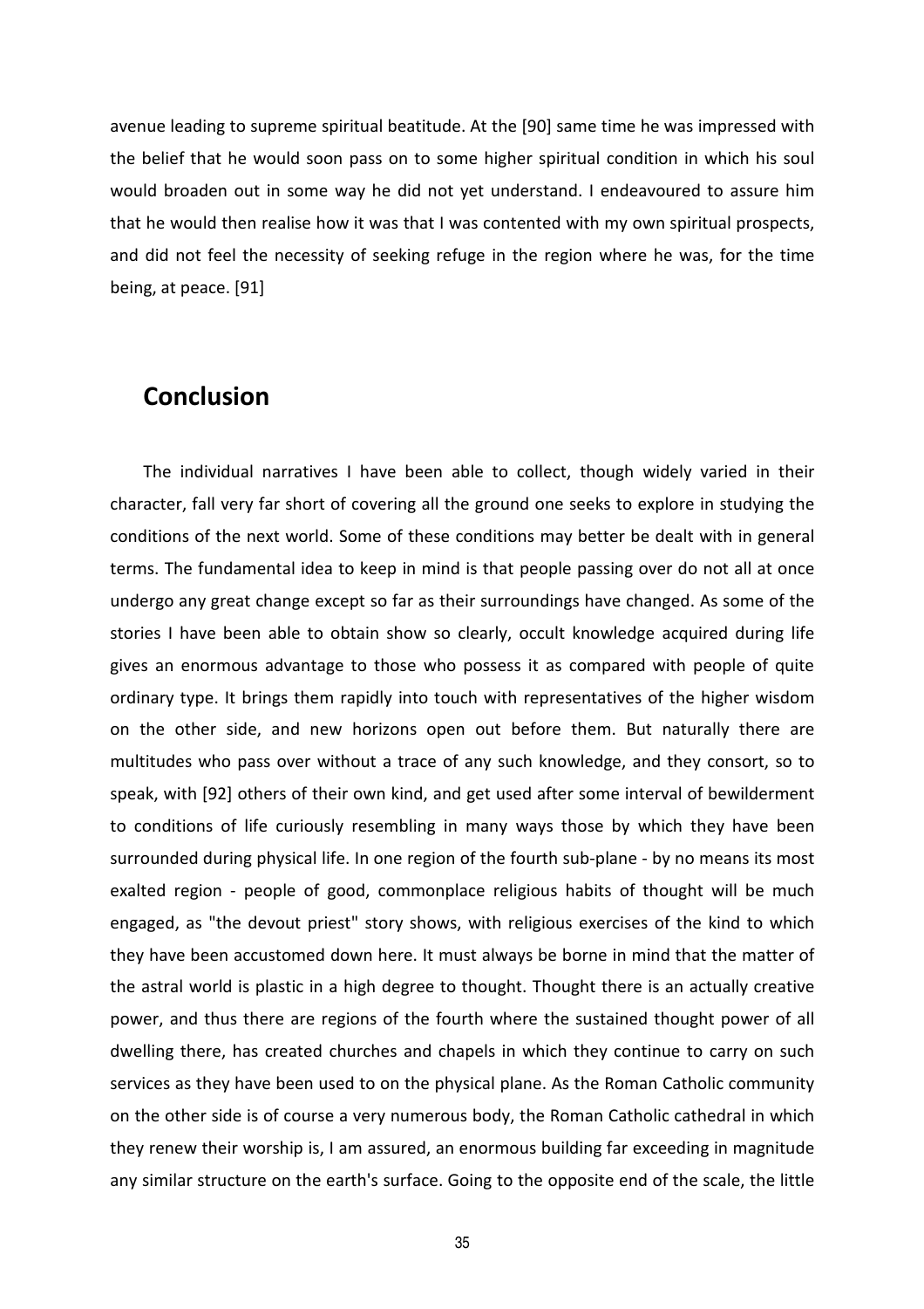avenue leading to supreme spiritual beatitude. At the [90] same time he was impressed with the belief that he would soon pass on to some higher spiritual condition in which his soul would broaden out in some way he did not yet understand. I endeavoured to assure him that he would then realise how it was that I was contented with my own spiritual prospects, and did not feel the necessity of seeking refuge in the region where he was, for the time being, at peace. [91]

## Conclusion

The individual narratives I have been able to collect, though widely varied in their character, fall very far short of covering all the ground one seeks to explore in studying the conditions of the next world. Some of these conditions may better be dealt with in general terms. The fundamental idea to keep in mind is that people passing over do not all at once undergo any great change except so far as their surroundings have changed. As some of the stories I have been able to obtain show so clearly, occult knowledge acquired during life gives an enormous advantage to those who possess it as compared with people of quite ordinary type. It brings them rapidly into touch with representatives of the higher wisdom on the other side, and new horizons open out before them. But naturally there are multitudes who pass over without a trace of any such knowledge, and they consort, so to speak, with [92] others of their own kind, and get used after some interval of bewilderment to conditions of life curiously resembling in many ways those by which they have been surrounded during physical life. In one region of the fourth sub-plane - by no means its most exalted region - people of good, commonplace religious habits of thought will be much engaged, as "the devout priest" story shows, with religious exercises of the kind to which they have been accustomed down here. It must always be borne in mind that the matter of the astral world is plastic in a high degree to thought. Thought there is an actually creative power, and thus there are regions of the fourth where the sustained thought power of all dwelling there, has created churches and chapels in which they continue to carry on such services as they have been used to on the physical plane. As the Roman Catholic community on the other side is of course a very numerous body, the Roman Catholic cathedral in which they renew their worship is, I am assured, an enormous building far exceeding in magnitude any similar structure on the earth's surface. Going to the opposite end of the scale, the little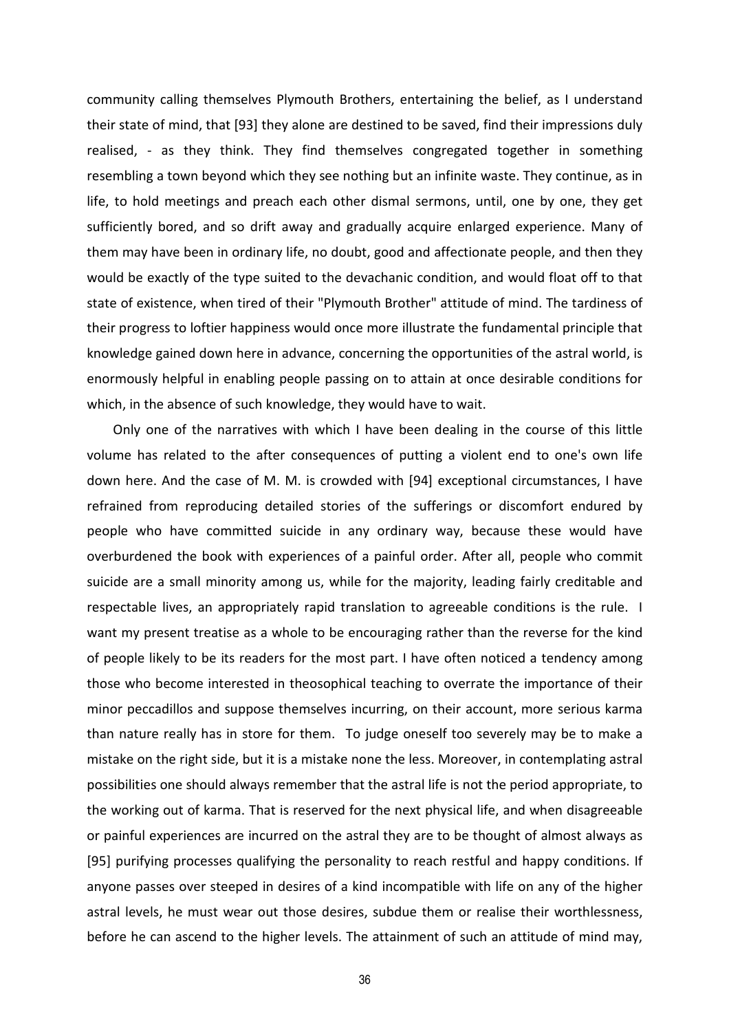community calling themselves Plymouth Brothers, entertaining the belief, as I understand their state of mind, that [93] they alone are destined to be saved, find their impressions duly realised, - as they think. They find themselves congregated together in something resembling a town beyond which they see nothing but an infinite waste. They continue, as in life, to hold meetings and preach each other dismal sermons, until, one by one, they get sufficiently bored, and so drift away and gradually acquire enlarged experience. Many of them may have been in ordinary life, no doubt, good and affectionate people, and then they would be exactly of the type suited to the devachanic condition, and would float off to that state of existence, when tired of their "Plymouth Brother" attitude of mind. The tardiness of their progress to loftier happiness would once more illustrate the fundamental principle that knowledge gained down here in advance, concerning the opportunities of the astral world, is enormously helpful in enabling people passing on to attain at once desirable conditions for which, in the absence of such knowledge, they would have to wait.

Only one of the narratives with which I have been dealing in the course of this little volume has related to the after consequences of putting a violent end to one's own life down here. And the case of M. M. is crowded with [94] exceptional circumstances, I have refrained from reproducing detailed stories of the sufferings or discomfort endured by people who have committed suicide in any ordinary way, because these would have overburdened the book with experiences of a painful order. After all, people who commit suicide are a small minority among us, while for the majority, leading fairly creditable and respectable lives, an appropriately rapid translation to agreeable conditions is the rule. I want my present treatise as a whole to be encouraging rather than the reverse for the kind of people likely to be its readers for the most part. I have often noticed a tendency among those who become interested in theosophical teaching to overrate the importance of their minor peccadillos and suppose themselves incurring, on their account, more serious karma than nature really has in store for them. To judge oneself too severely may be to make a mistake on the right side, but it is a mistake none the less. Moreover, in contemplating astral possibilities one should always remember that the astral life is not the period appropriate, to the working out of karma. That is reserved for the next physical life, and when disagreeable or painful experiences are incurred on the astral they are to be thought of almost always as [95] purifying processes qualifying the personality to reach restful and happy conditions. If anyone passes over steeped in desires of a kind incompatible with life on any of the higher astral levels, he must wear out those desires, subdue them or realise their worthlessness, before he can ascend to the higher levels. The attainment of such an attitude of mind may,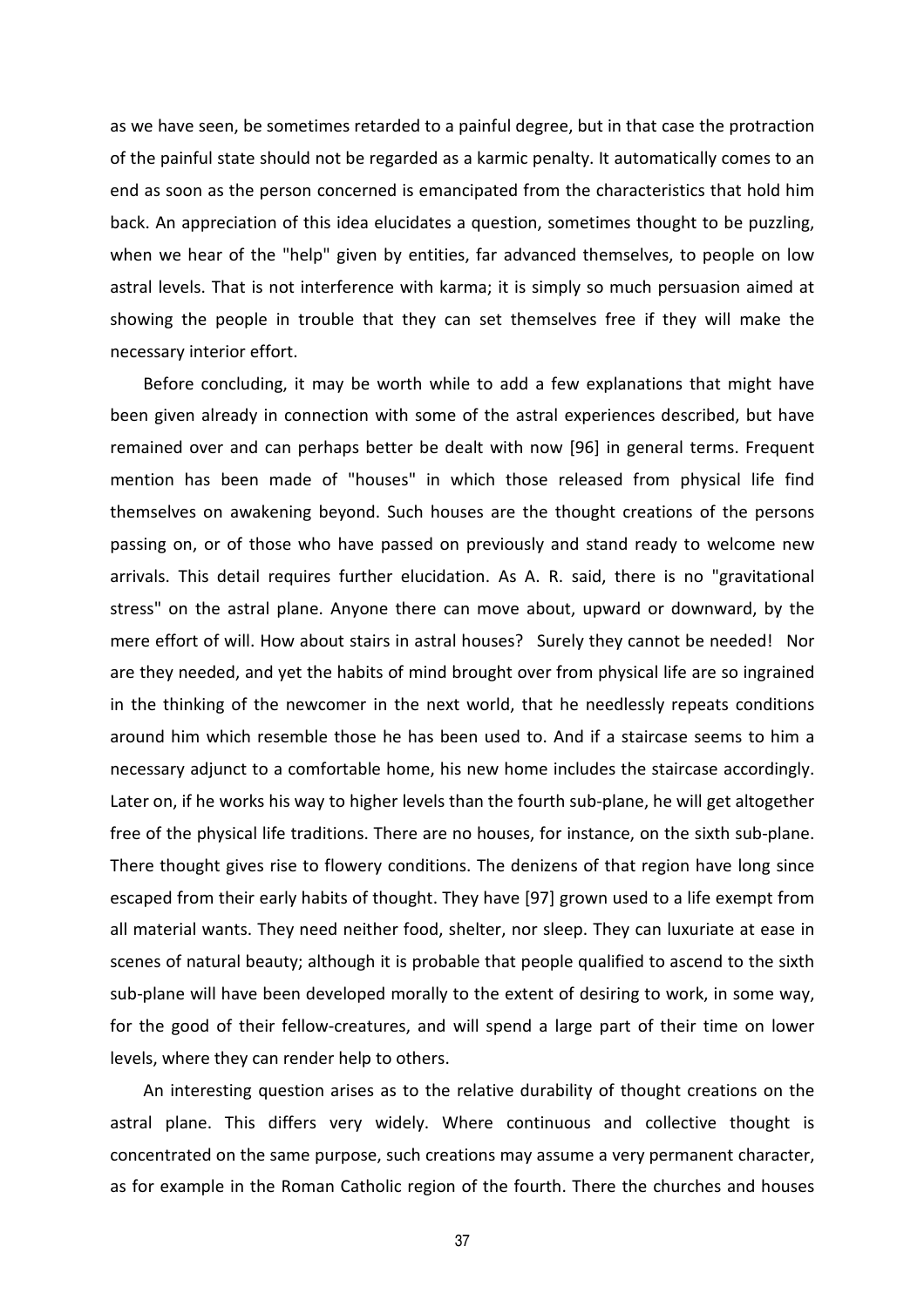as we have seen, be sometimes retarded to a painful degree, but in that case the protraction of the painful state should not be regarded as a karmic penalty. It automatically comes to an end as soon as the person concerned is emancipated from the characteristics that hold him back. An appreciation of this idea elucidates a question, sometimes thought to be puzzling, when we hear of the "help" given by entities, far advanced themselves, to people on low astral levels. That is not interference with karma; it is simply so much persuasion aimed at showing the people in trouble that they can set themselves free if they will make the necessary interior effort.

Before concluding, it may be worth while to add a few explanations that might have been given already in connection with some of the astral experiences described, but have remained over and can perhaps better be dealt with now [96] in general terms. Frequent mention has been made of "houses" in which those released from physical life find themselves on awakening beyond. Such houses are the thought creations of the persons passing on, or of those who have passed on previously and stand ready to welcome new arrivals. This detail requires further elucidation. As A. R. said, there is no "gravitational stress" on the astral plane. Anyone there can move about, upward or downward, by the mere effort of will. How about stairs in astral houses? Surely they cannot be needed! Nor are they needed, and yet the habits of mind brought over from physical life are so ingrained in the thinking of the newcomer in the next world, that he needlessly repeats conditions around him which resemble those he has been used to. And if a staircase seems to him a necessary adjunct to a comfortable home, his new home includes the staircase accordingly. Later on, if he works his way to higher levels than the fourth sub-plane, he will get altogether free of the physical life traditions. There are no houses, for instance, on the sixth sub-plane. There thought gives rise to flowery conditions. The denizens of that region have long since escaped from their early habits of thought. They have [97] grown used to a life exempt from all material wants. They need neither food, shelter, nor sleep. They can luxuriate at ease in scenes of natural beauty; although it is probable that people qualified to ascend to the sixth sub-plane will have been developed morally to the extent of desiring to work, in some way, for the good of their fellow-creatures, and will spend a large part of their time on lower levels, where they can render help to others.

An interesting question arises as to the relative durability of thought creations on the astral plane. This differs very widely. Where continuous and collective thought is concentrated on the same purpose, such creations may assume a very permanent character, as for example in the Roman Catholic region of the fourth. There the churches and houses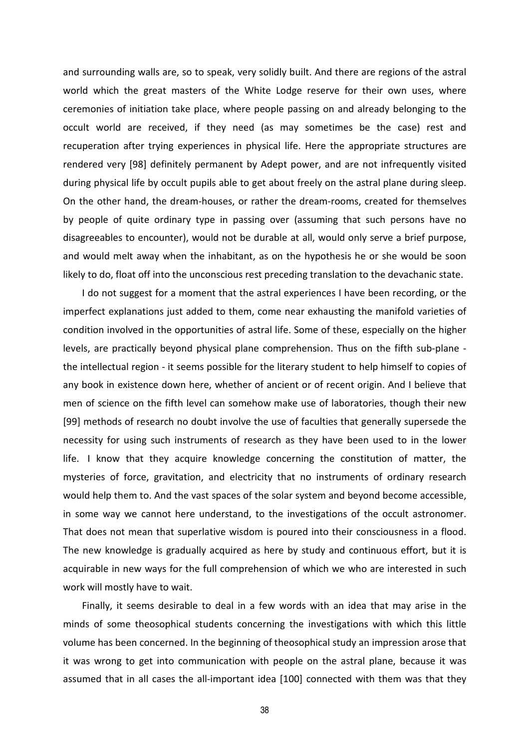and surrounding walls are, so to speak, very solidly built. And there are regions of the astral world which the great masters of the White Lodge reserve for their own uses, where ceremonies of initiation take place, where people passing on and already belonging to the occult world are received, if they need (as may sometimes be the case) rest and recuperation after trying experiences in physical life. Here the appropriate structures are rendered very [98] definitely permanent by Adept power, and are not infrequently visited during physical life by occult pupils able to get about freely on the astral plane during sleep. On the other hand, the dream-houses, or rather the dream-rooms, created for themselves by people of quite ordinary type in passing over (assuming that such persons have no disagreeables to encounter), would not be durable at all, would only serve a brief purpose, and would melt away when the inhabitant, as on the hypothesis he or she would be soon likely to do, float off into the unconscious rest preceding translation to the devachanic state.

I do not suggest for a moment that the astral experiences I have been recording, or the imperfect explanations just added to them, come near exhausting the manifold varieties of condition involved in the opportunities of astral life. Some of these, especially on the higher levels, are practically beyond physical plane comprehension. Thus on the fifth sub-plane - the intellectual region - it seems possible for the literary student to help himself to copies of any book in existence down here, whether of ancient or of recent origin. And I believe that men of science on the fifth level can somehow make use of laboratories, though their new [99] methods of research no doubt involve the use of faculties that generally supersede the necessity for using such instruments of research as they have been used to in the lower life. I know that they acquire knowledge concerning the constitution of matter, the mysteries of force, gravitation, and electricity that no instruments of ordinary research would help them to. And the vast spaces of the solar system and beyond become accessible, in some way we cannot here understand, to the investigations of the occult astronomer. That does not mean that superlative wisdom is poured into their consciousness in a flood. The new knowledge is gradually acquired as here by study and continuous effort, but it is acquirable in new ways for the full comprehension of which we who are interested in such work will mostly have to wait.

Finally, it seems desirable to deal in a few words with an idea that may arise in the minds of some theosophical students concerning the investigations with which this little volume has been concerned. In the beginning of theosophical study an impression arose that it was wrong to get into communication with people on the astral plane, because it was assumed that in all cases the all-important idea [100] connected with them was that they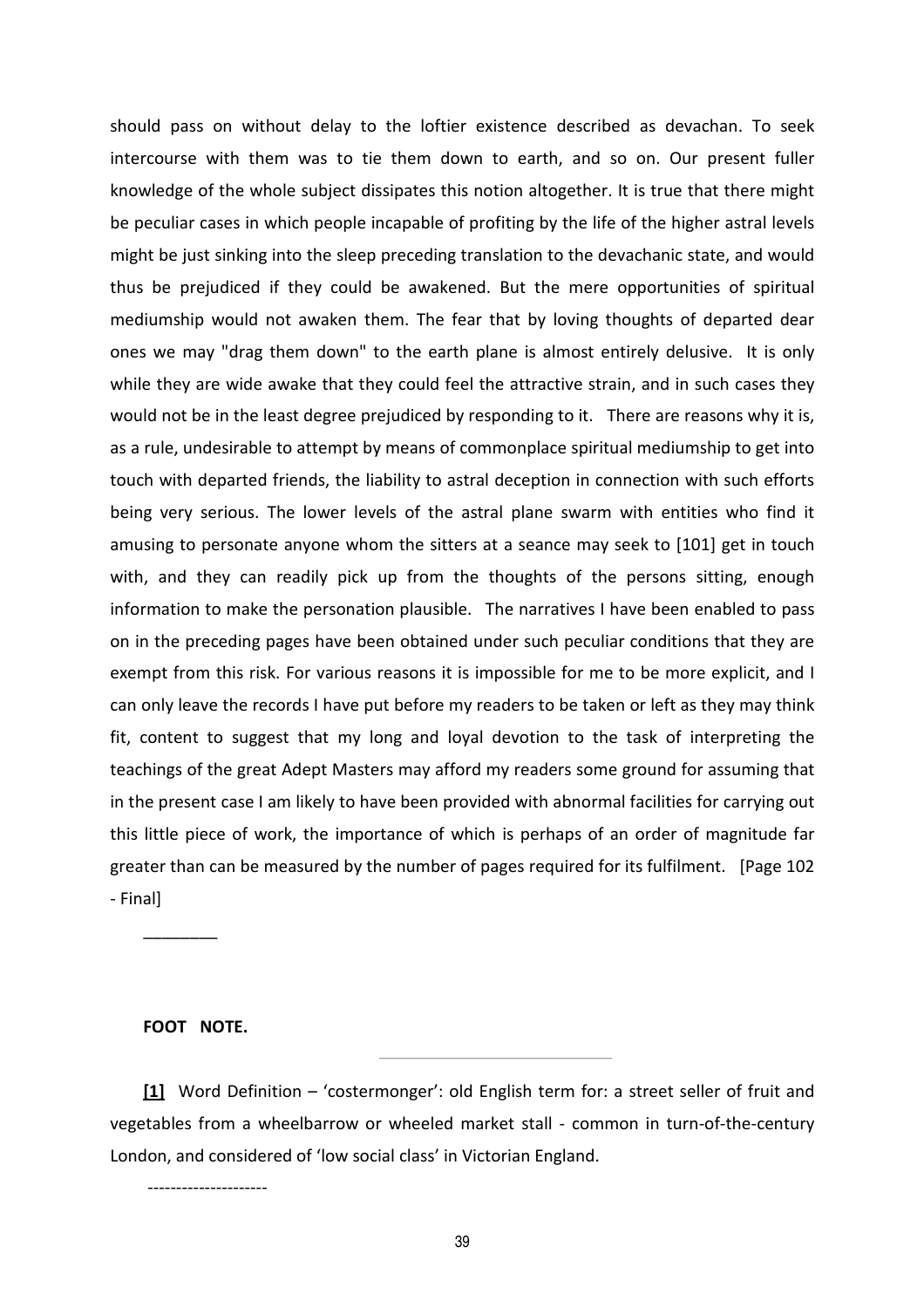should pass on without delay to the loftier existence described as devachan. To seek intercourse with them was to tie them down to earth, and so on. Our present fuller knowledge of the whole subject dissipates this notion altogether. It is true that there might be peculiar cases in which people incapable of profiting by the life of the higher astral levels might be just sinking into the sleep preceding translation to the devachanic state, and would thus be prejudiced if they could be awakened. But the mere opportunities of spiritual mediumship would not awaken them. The fear that by loving thoughts of departed dear ones we may "drag them down" to the earth plane is almost entirely delusive. It is only while they are wide awake that they could feel the attractive strain, and in such cases they would not be in the least degree prejudiced by responding to it. There are reasons why it is, as a rule, undesirable to attempt by means of commonplace spiritual mediumship to get into touch with departed friends, the liability to astral deception in connection with such efforts being very serious. The lower levels of the astral plane swarm with entities who find it amusing to personate anyone whom the sitters at a seance may seek to [101] get in touch with, and they can readily pick up from the thoughts of the persons sitting, enough information to make the personation plausible. The narratives I have been enabled to pass on in the preceding pages have been obtained under such peculiar conditions that they are exempt from this risk. For various reasons it is impossible for me to be more explicit, and I can only leave the records I have put before my readers to be taken or left as they may think fit, content to suggest that my long and loyal devotion to the task of interpreting the teachings of the great Adept Masters may afford my readers some ground for assuming that in the present case I am likely to have been provided with abnormal facilities for carrying out this little piece of work, the importance of which is perhaps of an order of magnitude far greater than can be measured by the number of pages required for its fulfilment. [Page 102 - Final]

________

**FOOT NOTE.**

---

**[1]** Word Definition – 'costermonger': old English term for: a street seller of fruit and vegetables from a wheelbarrow or wheeled market stall - common in turn-of-the-century London, and considered of 'low social class' in Victorian England.

---------------------